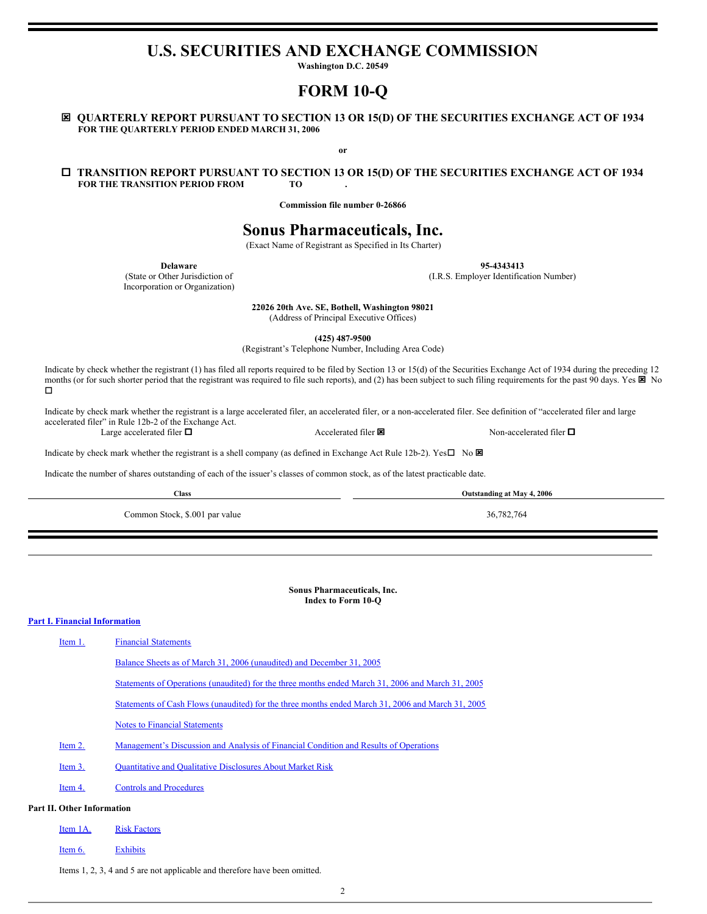# U.S. SECURITIES AND EXCHANGE COMMISSION

**Washington D.C. 20549**

# FORM 10-Q

☒ **QUARTERLY REPORT PURSUANT TO SECTION 13 OR 15(D) OF THE SECURITIES EXCHANGE ACT OF 1934**
**FOR THE QUARTERLY PERIOD ENDED MARCH 31, 2006**

**or**

☐ **TRANSITION REPORT PURSUANT TO SECTION 13 OR 15(D) OF THE SECURITIES EXCHANGE ACT OF 1934**
**FOR THE TRANSITION PERIOD FROM TO .**

**Commission file number 0-26866**

# Sonus Pharmaceuticals, Inc.

(Exact Name of Registrant as Specified in Its Charter)

| **Delaware** | **95-4343413** |
|---|---|
| (State or Other Jurisdiction of Incorporation or Organization) | (I.R.S. Employer Identification Number) |

**22026 20th Ave. SE, Bothell, Washington 98021**
(Address of Principal Executive Offices)

**(425) 487-9500**
(Registrant's Telephone Number, Including Area Code)

Indicate by check whether the registrant (1) has filed all reports required to be filed by Section 13 or 15(d) of the Securities Exchange Act of 1934 during the preceding 12 months (or for such shorter period that the registrant was required to file such reports), and (2) has been subject to such filing requirements for the past 90 days. Yes ☒ No ☐

Indicate by check mark whether the registrant is a large accelerated filer, an accelerated filer, or a non-accelerated filer. See definition of "accelerated filer and large accelerated filer" in Rule 12b-2 of the Exchange Act.
Large accelerated filer ☐ Accelerated filer ☒ Non-accelerated filer ☐

Indicate by check mark whether the registrant is a shell company (as defined in Exchange Act Rule 12b-2). Yes☐ No ☒

Indicate the number of shares outstanding of each of the issuer's classes of common stock, as of the latest practicable date.

| Class | Outstanding at May 4, 2006 |
|---|---|
| Common Stock, $.001 par value | 36,782,764 |

**Sonus Pharmaceuticals, Inc.**
**Index to Form 10-Q**

**Part I. Financial Information**

| | |
|---|---|
| Item 1. | Financial Statements |
| | Balance Sheets as of March 31, 2006 (unaudited) and December 31, 2005 |
| | Statements of Operations (unaudited) for the three months ended March 31, 2006 and March 31, 2005 |
| | Statements of Cash Flows (unaudited) for the three months ended March 31, 2006 and March 31, 2005 |
| | Notes to Financial Statements |
| Item 2. | Management's Discussion and Analysis of Financial Condition and Results of Operations |
| Item 3. | Quantitative and Qualitative Disclosures About Market Risk |
| Item 4. | Controls and Procedures |

**Part II. Other Information**

| | |
|---|---|
| Item 1A. | Risk Factors |
| Item 6. | Exhibits |

Items 1, 2, 3, 4 and 5 are not applicable and therefore have been omitted.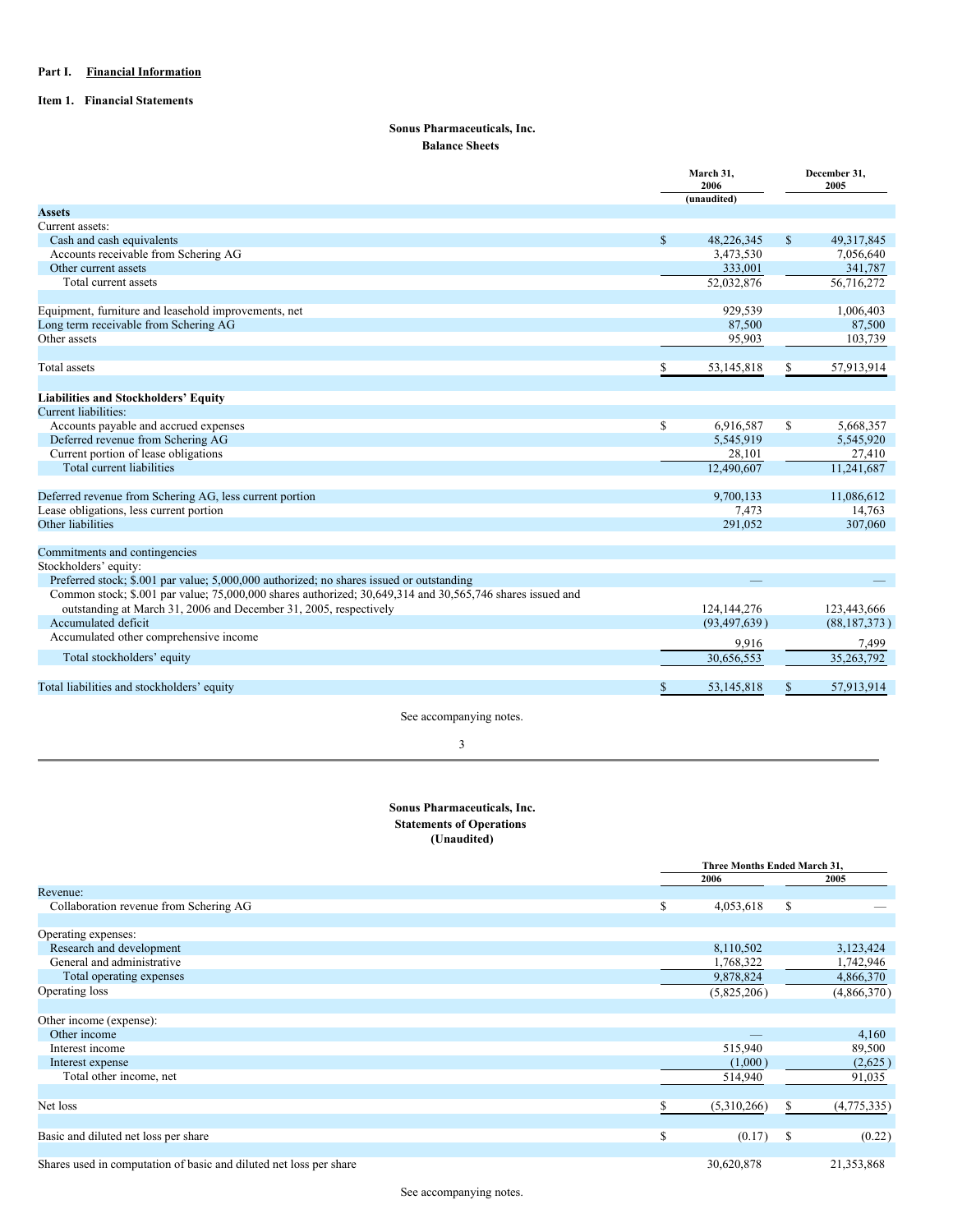**Part I. Financial Information**

**Item 1. Financial Statements**

**Sonus Pharmaceuticals, Inc.**
**Balance Sheets**

| | March 31, 2006 (unaudited) | December 31, 2005 |
|---|---|---|
| **Assets** | | |
| Current assets: | | |
| Cash and cash equivalents | $ 48,226,345 | $ 49,317,845 |
| Accounts receivable from Schering AG | 3,473,530 | 7,056,640 |
| Other current assets | 333,001 | 341,787 |
| Total current assets | 52,032,876 | 56,716,272 |
| | | |
| Equipment, furniture and leasehold improvements, net | 929,539 | 1,006,403 |
| Long term receivable from Schering AG | 87,500 | 87,500 |
| Other assets | 95,903 | 103,739 |
| | | |
| Total assets | $ 53,145,818 | $ 57,913,914 |
| | | |
| **Liabilities and Stockholders' Equity** | | |
| Current liabilities: | | |
| Accounts payable and accrued expenses | $ 6,916,587 | $ 5,668,357 |
| Deferred revenue from Schering AG | 5,545,919 | 5,545,920 |
| Current portion of lease obligations | 28,101 | 27,410 |
| Total current liabilities | 12,490,607 | 11,241,687 |
| | | |
| Deferred revenue from Schering AG, less current portion | 9,700,133 | 11,086,612 |
| Lease obligations, less current portion | 7,473 | 14,763 |
| Other liabilities | 291,052 | 307,060 |
| | | |
| Commitments and contingencies | | |
| Stockholders' equity: | | |
| Preferred stock; $.001 par value; 5,000,000 authorized; no shares issued or outstanding | — | — |
| Common stock; $.001 par value; 75,000,000 shares authorized; 30,649,314 and 30,565,746 shares issued and outstanding at March 31, 2006 and December 31, 2005, respectively | 124,144,276 | 123,443,666 |
| Accumulated deficit | (93,497,639) | (88,187,373) |
| Accumulated other comprehensive income | 9,916 | 7,499 |
| Total stockholders' equity | 30,656,553 | 35,263,792 |
| | | |
| Total liabilities and stockholders' equity | $ 53,145,818 | $ 57,913,914 |

See accompanying notes.

**Sonus Pharmaceuticals, Inc.**
**Statements of Operations**
**(Unaudited)**

| | Three Months Ended March 31, 2006 | 2005 |
|---|---|---|
| Revenue: | | |
| Collaboration revenue from Schering AG | $ 4,053,618 | $ — |
| | | |
| Operating expenses: | | |
| Research and development | 8,110,502 | 3,123,424 |
| General and administrative | 1,768,322 | 1,742,946 |
| Total operating expenses | 9,878,824 | 4,866,370 |
| Operating loss | (5,825,206) | (4,866,370) |
| | | |
| Other income (expense): | | |
| Other income | — | 4,160 |
| Interest income | 515,940 | 89,500 |
| Interest expense | (1,000) | (2,625) |
| Total other income, net | 514,940 | 91,035 |
| | | |
| Net loss | $ (5,310,266) | $ (4,775,335) |
| | | |
| Basic and diluted net loss per share | $ (0.17) | $ (0.22) |
| | | |
| Shares used in computation of basic and diluted net loss per share | 30,620,878 | 21,353,868 |

See accompanying notes.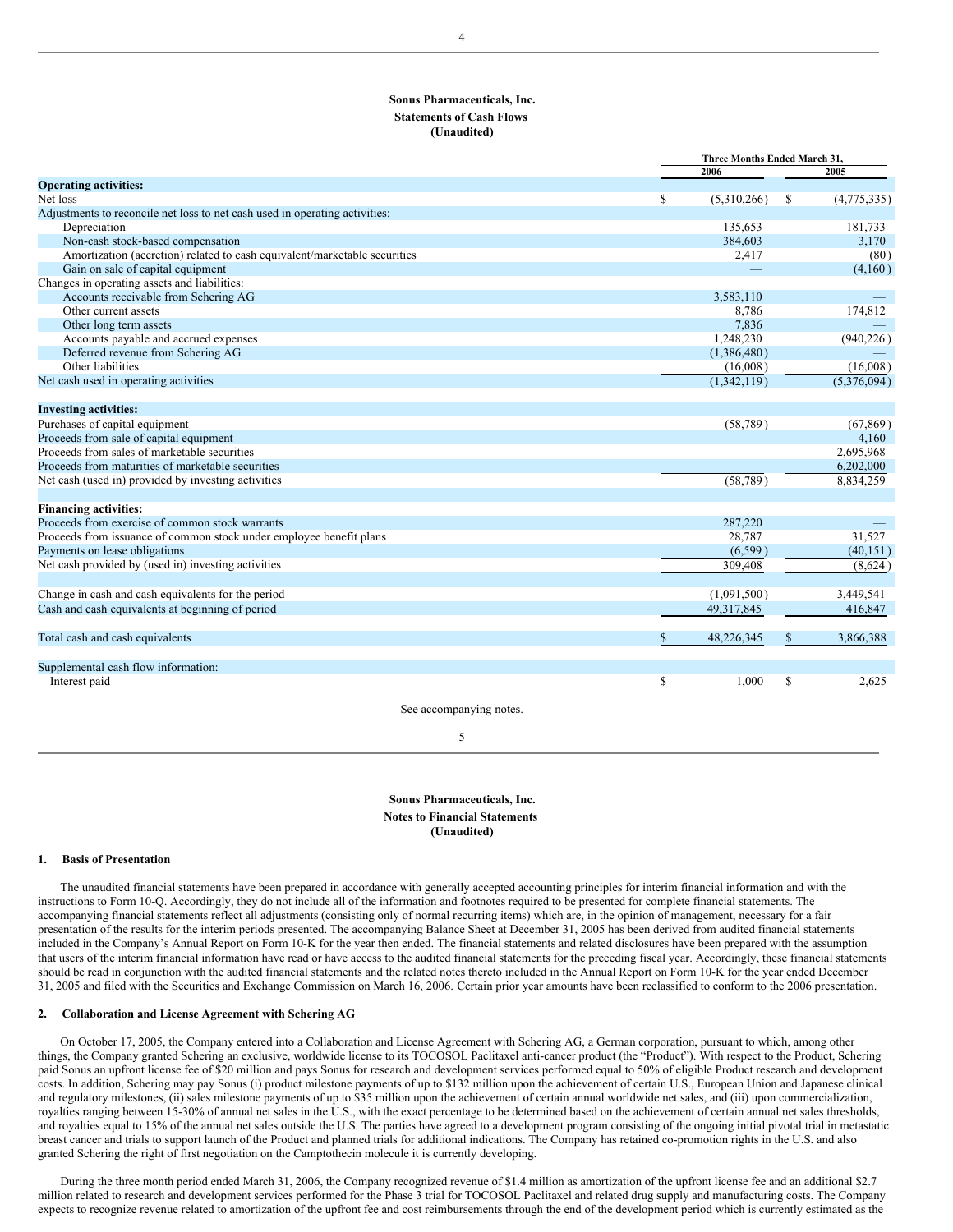**Sonus Pharmaceuticals, Inc.**
**Statements of Cash Flows**
**(Unaudited)**

| | Three Months Ended March 31, | |
|---|---|---|
| | 2006 | 2005 |
| **Operating activities:** | | |
| Net loss | $ (5,310,266) | $ (4,775,335) |
| Adjustments to reconcile net loss to net cash used in operating activities: | | |
| Depreciation | 135,653 | 181,733 |
| Non-cash stock-based compensation | 384,603 | 3,170 |
| Amortization (accretion) related to cash equivalent/marketable securities | 2,417 | (80) |
| Gain on sale of capital equipment | — | (4,160) |
| Changes in operating assets and liabilities: | | |
| Accounts receivable from Schering AG | 3,583,110 | — |
| Other current assets | 8,786 | 174,812 |
| Other long term assets | 7,836 | — |
| Accounts payable and accrued expenses | 1,248,230 | (940,226) |
| Deferred revenue from Schering AG | (1,386,480) | — |
| Other liabilities | (16,008) | (16,008) |
| Net cash used in operating activities | (1,342,119) | (5,376,094) |
| **Investing activities:** | | |
| Purchases of capital equipment | (58,789) | (67,869) |
| Proceeds from sale of capital equipment | — | 4,160 |
| Proceeds from sales of marketable securities | — | 2,695,968 |
| Proceeds from maturities of marketable securities | — | 6,202,000 |
| Net cash (used in) provided by investing activities | (58,789) | 8,834,259 |
| **Financing activities:** | | |
| Proceeds from exercise of common stock warrants | 287,220 | — |
| Proceeds from issuance of common stock under employee benefit plans | 28,787 | 31,527 |
| Payments on lease obligations | (6,599) | (40,151) |
| Net cash provided by (used in) investing activities | 309,408 | (8,624) |
| Change in cash and cash equivalents for the period | (1,091,500) | 3,449,541 |
| Cash and cash equivalents at beginning of period | 49,317,845 | 416,847 |
| Total cash and cash equivalents | $ 48,226,345 | $ 3,866,388 |
| Supplemental cash flow information: | | |
| Interest paid | $ 1,000 | $ 2,625 |

See accompanying notes.

**Sonus Pharmaceuticals, Inc.**
**Notes to Financial Statements**
**(Unaudited)**

### 1. Basis of Presentation

The unaudited financial statements have been prepared in accordance with generally accepted accounting principles for interim financial information and with the instructions to Form 10-Q. Accordingly, they do not include all of the information and footnotes required to be presented for complete financial statements. The accompanying financial statements reflect all adjustments (consisting only of normal recurring items) which are, in the opinion of management, necessary for a fair presentation of the results for the interim periods presented. The accompanying Balance Sheet at December 31, 2005 has been derived from audited financial statements included in the Company's Annual Report on Form 10-K for the year then ended. The financial statements and related disclosures have been prepared with the assumption that users of the interim financial information have read or have access to the audited financial statements for the preceding fiscal year. Accordingly, these financial statements should be read in conjunction with the audited financial statements and the related notes thereto included in the Annual Report on Form 10-K for the year ended December 31, 2005 and filed with the Securities and Exchange Commission on March 16, 2006. Certain prior year amounts have been reclassified to conform to the 2006 presentation.

### 2. Collaboration and License Agreement with Schering AG

On October 17, 2005, the Company entered into a Collaboration and License Agreement with Schering AG, a German corporation, pursuant to which, among other things, the Company granted Schering an exclusive, worldwide license to its TOCOSOL Paclitaxel anti-cancer product (the "Product"). With respect to the Product, Schering paid Sonus an upfront license fee of $20 million and pays Sonus for research and development services performed equal to 50% of eligible Product research and development costs. In addition, Schering may pay Sonus (i) product milestone payments of up to $132 million upon the achievement of certain U.S., European Union and Japanese clinical and regulatory milestones, (ii) sales milestone payments of up to $35 million upon the achievement of certain annual worldwide net sales, and (iii) upon commercialization, royalties ranging between 15-30% of annual net sales in the U.S., with the exact percentage to be determined based on the achievement of certain annual net sales thresholds, and royalties equal to 15% of the annual net sales outside the U.S. The parties have agreed to a development program consisting of the ongoing initial pivotal trial in metastatic breast cancer and trials to support launch of the Product and planned trials for additional indications. The Company has retained co-promotion rights in the U.S. and also granted Schering the right of first negotiation on the Camptothecin molecule it is currently developing.

During the three month period ended March 31, 2006, the Company recognized revenue of $1.4 million as amortization of the upfront license fee and an additional $2.7 million related to research and development services performed for the Phase 3 trial for TOCOSOL Paclitaxel and related drug supply and manufacturing costs. The Company expects to recognize revenue related to amortization of the upfront fee and cost reimbursements through the end of the development period which is currently estimated as the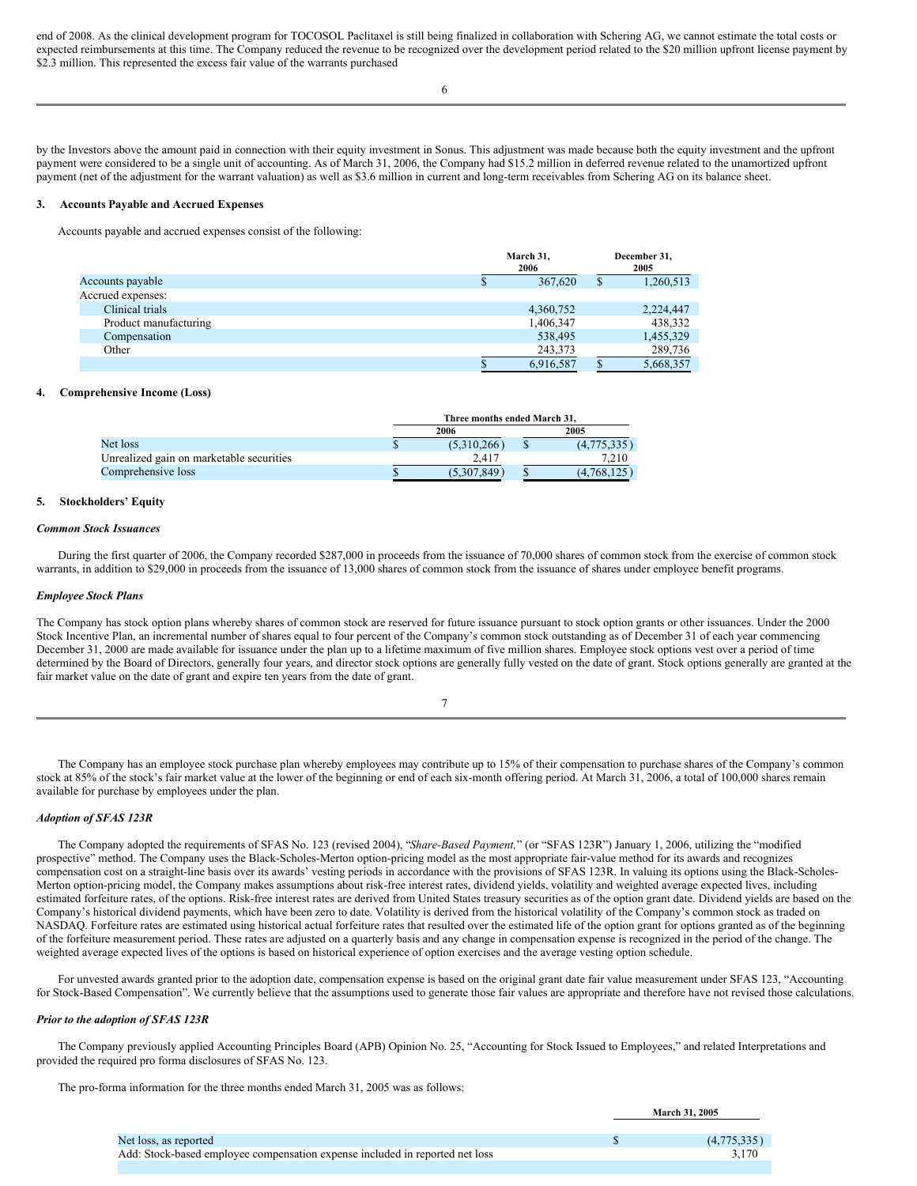end of 2008. As the clinical development program for TOCOSOL Paclitaxel is still being finalized in collaboration with Schering AG, we cannot estimate the total costs or expected reimbursements at this time. The Company reduced the revenue to be recognized over the development period related to the $20 million upfront license payment by $2.3 million. This represented the excess fair value of the warrants purchased by the Investors above the amount paid in connection with their equity investment in Sonus. This adjustment was made because both the equity investment and the upfront payment were considered to be a single unit of accounting. As of March 31, 2006, the Company had $15.2 million in deferred revenue related to the unamortized upfront payment (net of the adjustment for the warrant valuation) as well as $3.6 million in current and long-term receivables from Schering AG on its balance sheet.

### 3. Accounts Payable and Accrued Expenses

Accounts payable and accrued expenses consist of the following:

| | March 31, 2006 | December 31, 2005 |
|---|---|---|
| Accounts payable | $ 367,620 | $ 1,260,513 |
| Accrued expenses: | | |
| Clinical trials | 4,360,752 | 2,224,447 |
| Product manufacturing | 1,406,347 | 438,332 |
| Compensation | 538,495 | 1,455,329 |
| Other | 243,373 | 289,736 |
| | $ 6,916,587 | $ 5,668,357 |

### 4. Comprehensive Income (Loss)

| | Three months ended March 31, | |
|---|---|---|
| | 2006 | 2005 |
| Net loss | $ (5,310,266) | $ (4,775,335) |
| Unrealized gain on marketable securities | 2,417 | 7,210 |
| Comprehensive loss | $ (5,307,849) | $ (4,768,125) |

### 5. Stockholders' Equity

***Common Stock Issuances***

During the first quarter of 2006, the Company recorded $287,000 in proceeds from the issuance of 70,000 shares of common stock from the exercise of common stock warrants, in addition to $29,000 in proceeds from the issuance of 13,000 shares of common stock from the issuance of shares under employee benefit programs.

***Employee Stock Plans***

The Company has stock option plans whereby shares of common stock are reserved for future issuance pursuant to stock option grants or other issuances. Under the 2000 Stock Incentive Plan, an incremental number of shares equal to four percent of the Company's common stock outstanding as of December 31 of each year commencing December 31, 2000 are made available for issuance under the plan up to a lifetime maximum of five million shares. Employee stock options vest over a period of time determined by the Board of Directors, generally four years, and director stock options are generally fully vested on the date of grant. Stock options generally are granted at the fair market value on the date of grant and expire ten years from the date of grant.

The Company has an employee stock purchase plan whereby employees may contribute up to 15% of their compensation to purchase shares of the Company's common stock at 85% of the stock's fair market value at the lower of the beginning or end of each six-month offering period. At March 31, 2006, a total of 100,000 shares remain available for purchase by employees under the plan.

***Adoption of SFAS 123R***

The Company adopted the requirements of SFAS No. 123 (revised 2004), "*Share-Based Payment,*" (or "SFAS 123R") January 1, 2006, utilizing the "modified prospective" method. The Company uses the Black-Scholes-Merton option-pricing model as the most appropriate fair-value method for its awards and recognizes compensation cost on a straight-line basis over its awards' vesting periods in accordance with the provisions of SFAS 123R. In valuing its options using the Black-Scholes-Merton option-pricing model, the Company makes assumptions about risk-free interest rates, dividend yields, volatility and weighted average expected lives, including estimated forfeiture rates, of the options. Risk-free interest rates are derived from United States treasury securities as of the option grant date. Dividend yields are based on the Company's historical dividend payments, which have been zero to date. Volatility is derived from the historical volatility of the Company's common stock as traded on NASDAQ. Forfeiture rates are estimated using historical actual forfeiture rates that resulted over the estimated life of the option grant for options granted as of the beginning of the forfeiture measurement period. These rates are adjusted on a quarterly basis and any change in compensation expense is recognized in the period of the change. The weighted average expected lives of the options is based on historical experience of option exercises and the average vesting option schedule.

For unvested awards granted prior to the adoption date, compensation expense is based on the original grant date fair value measurement under SFAS 123, "Accounting for Stock-Based Compensation". We currently believe that the assumptions used to generate those fair values are appropriate and therefore have not revised those calculations.

***Prior to the adoption of SFAS 123R***

The Company previously applied Accounting Principles Board (APB) Opinion No. 25, "Accounting for Stock Issued to Employees," and related Interpretations and provided the required pro forma disclosures of SFAS No. 123.

The pro-forma information for the three months ended March 31, 2005 was as follows:

| | March 31, 2005 |
|---|---|
| Net loss, as reported | $ (4,775,335) |
| Add: Stock-based employee compensation expense included in reported net loss | 3,170 |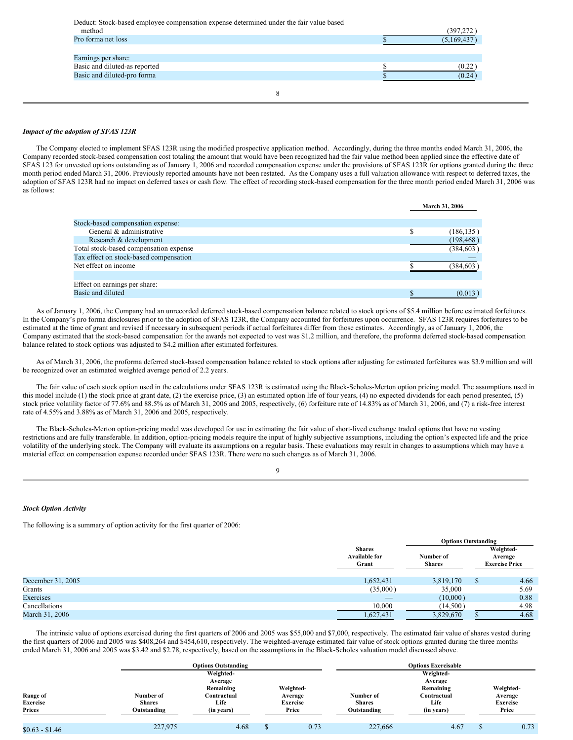| | |
|---|---|
| Deduct: Stock-based employee compensation expense determined under the fair value based method | (397,272 ) |
| Pro forma net loss | $ (5,169,437 ) |
| | |
| Earnings per share: | |
| Basic and diluted-as reported | $ (0.22 ) |
| Basic and diluted-pro forma | $ (0.24 ) |

***Impact of the adoption of SFAS 123R***

The Company elected to implement SFAS 123R using the modified prospective application method. Accordingly, during the three months ended March 31, 2006, the Company recorded stock-based compensation cost totaling the amount that would have been recognized had the fair value method been applied since the effective date of SFAS 123 for unvested options outstanding as of January 1, 2006 and recorded compensation expense under the provisions of SFAS 123R for options granted during the three month period ended March 31, 2006. Previously reported amounts have not been restated. As the Company uses a full valuation allowance with respect to deferred taxes, the adoption of SFAS 123R had no impact on deferred taxes or cash flow. The effect of recording stock-based compensation for the three month period ended March 31, 2006 was as follows:

| | March 31, 2006 |
|---|---|
| Stock-based compensation expense: | |
| General & administrative | $ (186,135 ) |
| Research & development | (198,468 ) |
| Total stock-based compensation expense | (384,603 ) |
| Tax effect on stock-based compensation | — |
| Net effect on income | $ (384,603 ) |
| | |
| Effect on earnings per share: | |
| Basic and diluted | $ (0.013 ) |

As of January 1, 2006, the Company had an unrecorded deferred stock-based compensation balance related to stock options of $5.4 million before estimated forfeitures. In the Company's pro forma disclosures prior to the adoption of SFAS 123R, the Company accounted for forfeitures upon occurrence. SFAS 123R requires forfeitures to be estimated at the time of grant and revised if necessary in subsequent periods if actual forfeitures differ from those estimates. Accordingly, as of January 1, 2006, the Company estimated that the stock-based compensation for the awards not expected to vest was $1.2 million, and therefore, the proforma deferred stock-based compensation balance related to stock options was adjusted to $4.2 million after estimated forfeitures.

As of March 31, 2006, the proforma deferred stock-based compensation balance related to stock options after adjusting for estimated forfeitures was $3.9 million and will be recognized over an estimated weighted average period of 2.2 years.

The fair value of each stock option used in the calculations under SFAS 123R is estimated using the Black-Scholes-Merton option pricing model. The assumptions used in this model include (1) the stock price at grant date, (2) the exercise price, (3) an estimated option life of four years, (4) no expected dividends for each period presented, (5) stock price volatility factor of 77.6% and 88.5% as of March 31, 2006 and 2005, respectively, (6) forfeiture rate of 14.83% as of March 31, 2006, and (7) a risk-free interest rate of 4.55% and 3.88% as of March 31, 2006 and 2005, respectively.

The Black-Scholes-Merton option-pricing model was developed for use in estimating the fair value of short-lived exchange traded options that have no vesting restrictions and are fully transferable. In addition, option-pricing models require the input of highly subjective assumptions, including the option's expected life and the price volatility of the underlying stock. The Company will evaluate its assumptions on a regular basis. These evaluations may result in changes to assumptions which may have a material effect on compensation expense recorded under SFAS 123R. There were no such changes as of March 31, 2006.

***Stock Option Activity***

The following is a summary of option activity for the first quarter of 2006:

| | Shares Available for Grant | Options Outstanding: Number of Shares | Options Outstanding: Weighted-Average Exercise Price |
|---|---|---|---|
| December 31, 2005 | 1,652,431 | 3,819,170 | $ 4.66 |
| Grants | (35,000 ) | 35,000 | 5.69 |
| Exercises | — | (10,000 ) | 0.88 |
| Cancellations | 10,000 | (14,500 ) | 4.98 |
| March 31, 2006 | 1,627,431 | 3,829,670 | $ 4.68 |

The intrinsic value of options exercised during the first quarters of 2006 and 2005 was $55,000 and $7,000, respectively. The estimated fair value of shares vested during the first quarters of 2006 and 2005 was $408,264 and $454,610, respectively. The weighted-average estimated fair value of stock options granted during the three months ended March 31, 2006 and 2005 was $3.42 and $2.78, respectively, based on the assumptions in the Black-Scholes valuation model discussed above.

| | Options Outstanding | | | Options Exercisable | | |
|---|---|---|---|---|---|---|
| Range of Exercise Prices | Number of Shares Outstanding | Weighted-Average Remaining Contractual Life (in years) | Weighted-Average Exercise Price | Number of Shares Outstanding | Weighted-Average Remaining Contractual Life (in years) | Weighted-Average Exercise Price |
| $0.63 - $1.46 | 227,975 | 4.68 | $ 0.73 | 227,666 | 4.67 | $ 0.73 |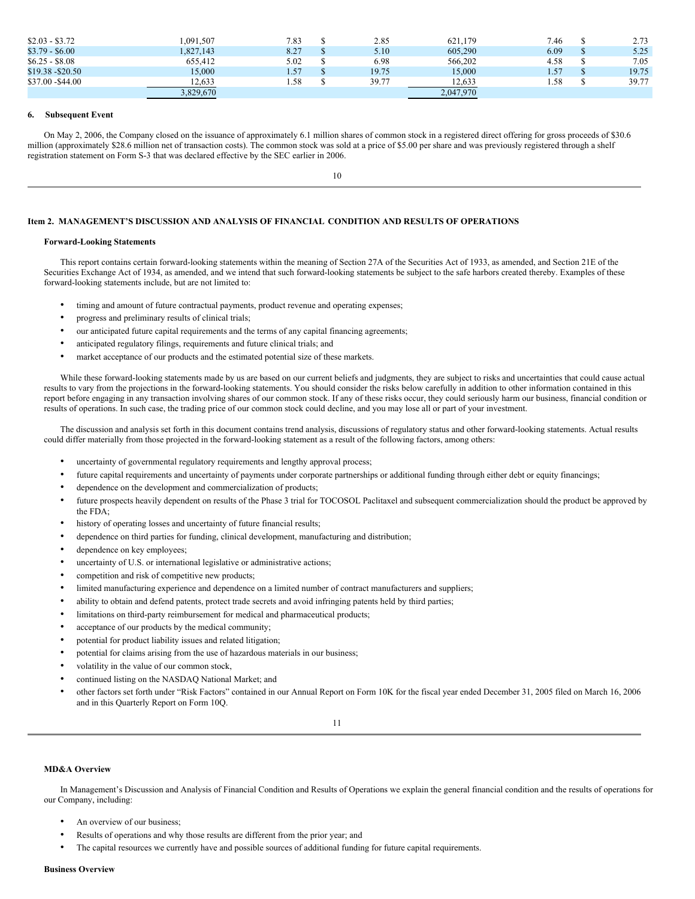| | | | | | | | |
|---|---|---|---|---|---|---|---|
| $2.03 - $3.72 | 1,091,507 | 7.83 | $ 2.85 | 621,179 | 7.46 | $ | 2.73 |
| $3.79 - $6.00 | 1,827,143 | 8.27 | $ 5.10 | 605,290 | 6.09 | $ | 5.25 |
| $6.25 - $8.08 | 655,412 | 5.02 | $ 6.98 | 566,202 | 4.58 | $ | 7.05 |
| $19.38 -$20.50 | 15,000 | 1.57 | $ 19.75 | 15,000 | 1.57 | $ | 19.75 |
| $37.00 -$44.00 | 12,633 | 1.58 | $ 39.77 | 12,633 | 1.58 | $ | 39.77 |
| | 3,829,670 | | | 2,047,970 | | | |

### 6. Subsequent Event

On May 2, 2006, the Company closed on the issuance of approximately 6.1 million shares of common stock in a registered direct offering for gross proceeds of $30.6 million (approximately $28.6 million net of transaction costs). The common stock was sold at a price of $5.00 per share and was previously registered through a shelf registration statement on Form S-3 that was declared effective by the SEC earlier in 2006.

## Item 2. MANAGEMENT'S DISCUSSION AND ANALYSIS OF FINANCIAL CONDITION AND RESULTS OF OPERATIONS

### Forward-Looking Statements

This report contains certain forward-looking statements within the meaning of Section 27A of the Securities Act of 1933, as amended, and Section 21E of the Securities Exchange Act of 1934, as amended, and we intend that such forward-looking statements be subject to the safe harbors created thereby. Examples of these forward-looking statements include, but are not limited to:

- timing and amount of future contractual payments, product revenue and operating expenses;
- progress and preliminary results of clinical trials;
- our anticipated future capital requirements and the terms of any capital financing agreements;
- anticipated regulatory filings, requirements and future clinical trials; and
- market acceptance of our products and the estimated potential size of these markets.

While these forward-looking statements made by us are based on our current beliefs and judgments, they are subject to risks and uncertainties that could cause actual results to vary from the projections in the forward-looking statements. You should consider the risks below carefully in addition to other information contained in this report before engaging in any transaction involving shares of our common stock. If any of these risks occur, they could seriously harm our business, financial condition or results of operations. In such case, the trading price of our common stock could decline, and you may lose all or part of your investment.

The discussion and analysis set forth in this document contains trend analysis, discussions of regulatory status and other forward-looking statements. Actual results could differ materially from those projected in the forward-looking statement as a result of the following factors, among others:

- uncertainty of governmental regulatory requirements and lengthy approval process;
- future capital requirements and uncertainty of payments under corporate partnerships or additional funding through either debt or equity financings;
- dependence on the development and commercialization of products;
- future prospects heavily dependent on results of the Phase 3 trial for TOCOSOL Paclitaxel and subsequent commercialization should the product be approved by the FDA;
- history of operating losses and uncertainty of future financial results;
- dependence on third parties for funding, clinical development, manufacturing and distribution;
- dependence on key employees;
- uncertainty of U.S. or international legislative or administrative actions;
- competition and risk of competitive new products;
- limited manufacturing experience and dependence on a limited number of contract manufacturers and suppliers;
- ability to obtain and defend patents, protect trade secrets and avoid infringing patents held by third parties;
- limitations on third-party reimbursement for medical and pharmaceutical products;
- acceptance of our products by the medical community;
- potential for product liability issues and related litigation;
- potential for claims arising from the use of hazardous materials in our business;
- volatility in the value of our common stock,
- continued listing on the NASDAQ National Market; and
- other factors set forth under "Risk Factors" contained in our Annual Report on Form 10K for the fiscal year ended December 31, 2005 filed on March 16, 2006 and in this Quarterly Report on Form 10Q.

### MD&A Overview

In Management's Discussion and Analysis of Financial Condition and Results of Operations we explain the general financial condition and the results of operations for our Company, including:

- An overview of our business;
- Results of operations and why those results are different from the prior year; and
- The capital resources we currently have and possible sources of additional funding for future capital requirements.

### Business Overview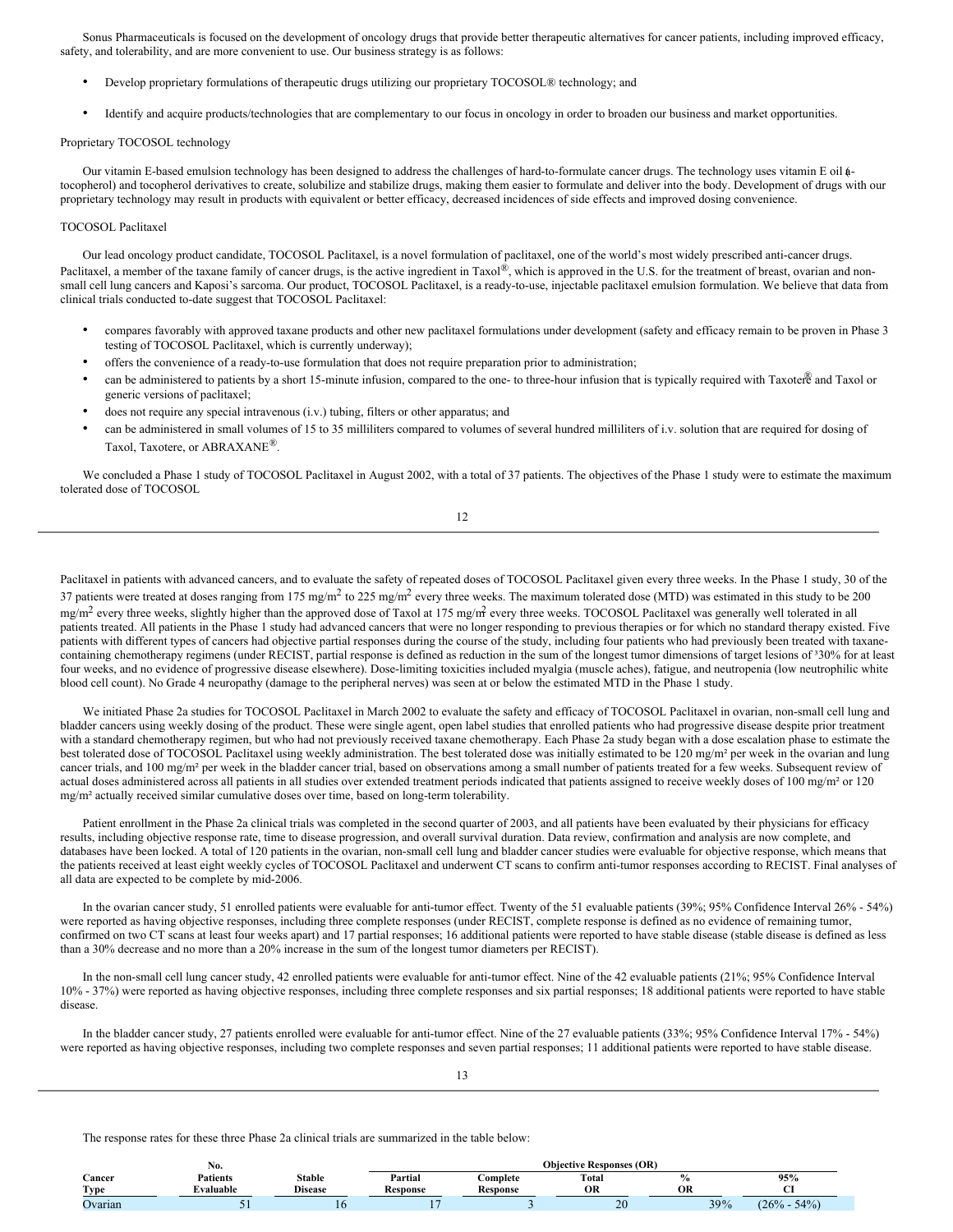Sonus Pharmaceuticals is focused on the development of oncology drugs that provide better therapeutic alternatives for cancer patients, including improved efficacy, safety, and tolerability, and are more convenient to use. Our business strategy is as follows:

- Develop proprietary formulations of therapeutic drugs utilizing our proprietary TOCOSOL® technology; and
- Identify and acquire products/technologies that are complementary to our focus in oncology in order to broaden our business and market opportunities.

Proprietary TOCOSOL technology

Our vitamin E-based emulsion technology has been designed to address the challenges of hard-to-formulate cancer drugs. The technology uses vitamin E oil (α-tocopherol) and tocopherol derivatives to create, solubilize and stabilize drugs, making them easier to formulate and deliver into the body. Development of drugs with our proprietary technology may result in products with equivalent or better efficacy, decreased incidences of side effects and improved dosing convenience.

TOCOSOL Paclitaxel

Our lead oncology product candidate, TOCOSOL Paclitaxel, is a novel formulation of paclitaxel, one of the world's most widely prescribed anti-cancer drugs. Paclitaxel, a member of the taxane family of cancer drugs, is the active ingredient in Taxol®, which is approved in the U.S. for the treatment of breast, ovarian and non-small cell lung cancers and Kaposi's sarcoma. Our product, TOCOSOL Paclitaxel, is a ready-to-use, injectable paclitaxel emulsion formulation. We believe that data from clinical trials conducted to-date suggest that TOCOSOL Paclitaxel:

- compares favorably with approved taxane products and other new paclitaxel formulations under development (safety and efficacy remain to be proven in Phase 3 testing of TOCOSOL Paclitaxel, which is currently underway);
- offers the convenience of a ready-to-use formulation that does not require preparation prior to administration;
- can be administered to patients by a short 15-minute infusion, compared to the one- to three-hour infusion that is typically required with Taxotere® and Taxol or generic versions of paclitaxel;
- does not require any special intravenous (i.v.) tubing, filters or other apparatus; and
- can be administered in small volumes of 15 to 35 milliliters compared to volumes of several hundred milliliters of i.v. solution that are required for dosing of Taxol, Taxotere, or ABRAXANE®.

We concluded a Phase 1 study of TOCOSOL Paclitaxel in August 2002, with a total of 37 patients. The objectives of the Phase 1 study were to estimate the maximum tolerated dose of TOCOSOL Paclitaxel in patients with advanced cancers, and to evaluate the safety of repeated doses of TOCOSOL Paclitaxel given every three weeks. In the Phase 1 study, 30 of the 37 patients were treated at doses ranging from 175 mg/m$^2$ to 225 mg/m$^2$ every three weeks. The maximum tolerated dose (MTD) was estimated in this study to be 200 mg/m$^2$ every three weeks, slightly higher than the approved dose of Taxol at 175 mg/m$^2$ every three weeks. TOCOSOL Paclitaxel was generally well tolerated in all patients treated. All patients in the Phase 1 study had advanced cancers that were no longer responding to previous therapies or for which no standard therapy existed. Five patients with different types of cancers had objective partial responses during the course of the study, including four patients who had previously been treated with taxane-containing chemotherapy regimens (under RECIST, partial response is defined as reduction in the sum of the longest tumor dimensions of target lesions of ≥30% for at least four weeks, and no evidence of progressive disease elsewhere). Dose-limiting toxicities included myalgia (muscle aches), fatigue, and neutropenia (low neutrophilic white blood cell count). No Grade 4 neuropathy (damage to the peripheral nerves) was seen at or below the estimated MTD in the Phase 1 study.

We initiated Phase 2a studies for TOCOSOL Paclitaxel in March 2002 to evaluate the safety and efficacy of TOCOSOL Paclitaxel in ovarian, non-small cell lung and bladder cancers using weekly dosing of the product. These were single agent, open label studies that enrolled patients who had progressive disease despite prior treatment with a standard chemotherapy regimen, but who had not previously received taxane chemotherapy. Each Phase 2a study began with a dose escalation phase to estimate the best tolerated dose of TOCOSOL Paclitaxel using weekly administration. The best tolerated dose was initially estimated to be 120 mg/m² per week in the ovarian and lung cancer trials, and 100 mg/m² per week in the bladder cancer trial, based on observations among a small number of patients treated for a few weeks. Subsequent review of actual doses administered across all patients in all studies over extended treatment periods indicated that patients assigned to receive weekly doses of 100 mg/m² or 120 mg/m² actually received similar cumulative doses over time, based on long-term tolerability.

Patient enrollment in the Phase 2a clinical trials was completed in the second quarter of 2003, and all patients have been evaluated by their physicians for efficacy results, including objective response rate, time to disease progression, and overall survival duration. Data review, confirmation and analysis are now complete, and databases have been locked. A total of 120 patients in the ovarian, non-small cell lung and bladder cancer studies were evaluable for objective response, which means that the patients received at least eight weekly cycles of TOCOSOL Paclitaxel and underwent CT scans to confirm anti-tumor responses according to RECIST. Final analyses of all data are expected to be complete by mid-2006.

In the ovarian cancer study, 51 enrolled patients were evaluable for anti-tumor effect. Twenty of the 51 evaluable patients (39%; 95% Confidence Interval 26% - 54%) were reported as having objective responses, including three complete responses (under RECIST, complete response is defined as no evidence of remaining tumor, confirmed on two CT scans at least four weeks apart) and 17 partial responses; 16 additional patients were reported to have stable disease (stable disease is defined as less than a 30% decrease and no more than a 20% increase in the sum of the longest tumor diameters per RECIST).

In the non-small cell lung cancer study, 42 enrolled patients were evaluable for anti-tumor effect. Nine of the 42 evaluable patients (21%; 95% Confidence Interval 10% - 37%) were reported as having objective responses, including three complete responses and six partial responses; 18 additional patients were reported to have stable disease.

In the bladder cancer study, 27 patients enrolled were evaluable for anti-tumor effect. Nine of the 27 evaluable patients (33%; 95% Confidence Interval 17% - 54%) were reported as having objective responses, including two complete responses and seven partial responses; 11 additional patients were reported to have stable disease.

The response rates for these three Phase 2a clinical trials are summarized in the table below:

| Cancer Type | No. Patients Evaluable | Stable Disease | Objective Responses (OR) Partial Response | Complete Response | Total OR | % OR | 95% CI |
|---|---|---|---|---|---|---|---|
| Ovarian | 51 | 16 | 17 | 3 | 20 | 39% | (26% - 54%) |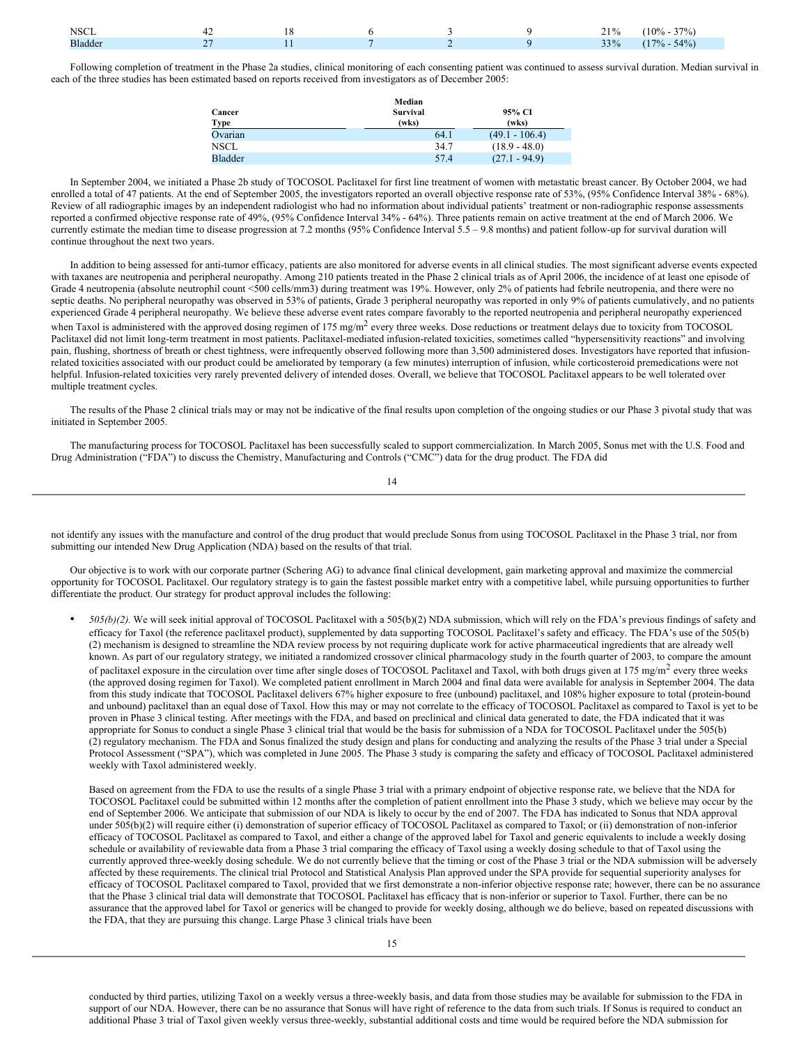| NSCL | 42 | 18 | 6 | 3 | 9 | 21% | (10% - 37%) |
|---|---|---|---|---|---|---|---|
| Bladder | 27 | 11 | 7 | 2 | 9 | 33% | (17% - 54%) |

Following completion of treatment in the Phase 2a studies, clinical monitoring of each consenting patient was continued to assess survival duration. Median survival in each of the three studies has been estimated based on reports received from investigators as of December 2005:

| Cancer Type | Median Survival (wks) | 95% CI (wks) |
|---|---|---|
| Ovarian | 64.1 | (49.1 - 106.4) |
| NSCL | 34.7 | (18.9 - 48.0) |
| Bladder | 57.4 | (27.1 - 94.9) |

In September 2004, we initiated a Phase 2b study of TOCOSOL Paclitaxel for first line treatment of women with metastatic breast cancer. By October 2004, we had enrolled a total of 47 patients. At the end of September 2005, the investigators reported an overall objective response rate of 53%, (95% Confidence Interval 38% - 68%). Review of all radiographic images by an independent radiologist who had no information about individual patients' treatment or non-radiographic response assessments reported a confirmed objective response rate of 49%, (95% Confidence Interval 34% - 64%). Three patients remain on active treatment at the end of March 2006. We currently estimate the median time to disease progression at 7.2 months (95% Confidence Interval 5.5 – 9.8 months) and patient follow-up for survival duration will continue throughout the next two years.

In addition to being assessed for anti-tumor efficacy, patients are also monitored for adverse events in all clinical studies. The most significant adverse events expected with taxanes are neutropenia and peripheral neuropathy. Among 210 patients treated in the Phase 2 clinical trials as of April 2006, the incidence of at least one episode of Grade 4 neutropenia (absolute neutrophil count <500 cells/mm3) during treatment was 19%. However, only 2% of patients had febrile neutropenia, and there were no septic deaths. No peripheral neuropathy was observed in 53% of patients, Grade 3 peripheral neuropathy was reported in only 9% of patients cumulatively, and no patients experienced Grade 4 peripheral neuropathy. We believe these adverse event rates compare favorably to the reported neutropenia and peripheral neuropathy experienced when Taxol is administered with the approved dosing regimen of 175 mg/$m^2$ every three weeks. Dose reductions or treatment delays due to toxicity from TOCOSOL Paclitaxel did not limit long-term treatment in most patients. Paclitaxel-mediated infusion-related toxicities, sometimes called "hypersensitivity reactions" and involving pain, flushing, shortness of breath or chest tightness, were infrequently observed following more than 3,500 administered doses. Investigators have reported that infusion-related toxicities associated with our product could be ameliorated by temporary (a few minutes) interruption of infusion, while corticosteroid premedications were not helpful. Infusion-related toxicities very rarely prevented delivery of intended doses. Overall, we believe that TOCOSOL Paclitaxel appears to be well tolerated over multiple treatment cycles.

The results of the Phase 2 clinical trials may or may not be indicative of the final results upon completion of the ongoing studies or our Phase 3 pivotal study that was initiated in September 2005.

The manufacturing process for TOCOSOL Paclitaxel has been successfully scaled to support commercialization. In March 2005, Sonus met with the U.S. Food and Drug Administration ("FDA") to discuss the Chemistry, Manufacturing and Controls ("CMC") data for the drug product. The FDA did not identify any issues with the manufacture and control of the drug product that would preclude Sonus from using TOCOSOL Paclitaxel in the Phase 3 trial, nor from submitting our intended New Drug Application (NDA) based on the results of that trial.

Our objective is to work with our corporate partner (Schering AG) to advance final clinical development, gain marketing approval and maximize the commercial opportunity for TOCOSOL Paclitaxel. Our regulatory strategy is to gain the fastest possible market entry with a competitive label, while pursuing opportunities to further differentiate the product. Our strategy for product approval includes the following:

- *505(b)(2).* We will seek initial approval of TOCOSOL Paclitaxel with a 505(b)(2) NDA submission, which will rely on the FDA's previous findings of safety and efficacy for Taxol (the reference paclitaxel product), supplemented by data supporting TOCOSOL Paclitaxel's safety and efficacy. The FDA's use of the 505(b)(2) mechanism is designed to streamline the NDA review process by not requiring duplicate work for active pharmaceutical ingredients that are already well known. As part of our regulatory strategy, we initiated a randomized crossover clinical pharmacology study in the fourth quarter of 2003, to compare the amount of paclitaxel exposure in the circulation over time after single doses of TOCOSOL Paclitaxel and Taxol, with both drugs given at 175 mg/$m^2$ every three weeks (the approved dosing regimen for Taxol). We completed patient enrollment in March 2004 and final data were available for analysis in September 2004. The data from this study indicate that TOCOSOL Paclitaxel delivers 67% higher exposure to free (unbound) paclitaxel, and 108% higher exposure to total (protein-bound and unbound) paclitaxel than an equal dose of Taxol. How this may or may not correlate to the efficacy of TOCOSOL Paclitaxel as compared to Taxol is yet to be proven in Phase 3 clinical testing. After meetings with the FDA, and based on preclinical and clinical data generated to date, the FDA indicated that it was appropriate for Sonus to conduct a single Phase 3 clinical trial that would be the basis for submission of a NDA for TOCOSOL Paclitaxel under the 505(b)(2) regulatory mechanism. The FDA and Sonus finalized the study design and plans for conducting and analyzing the results of the Phase 3 trial under a Special Protocol Assessment ("SPA"), which was completed in June 2005. The Phase 3 study is comparing the safety and efficacy of TOCOSOL Paclitaxel administered weekly with Taxol administered weekly.

  Based on agreement from the FDA to use the results of a single Phase 3 trial with a primary endpoint of objective response rate, we believe that the NDA for TOCOSOL Paclitaxel could be submitted within 12 months after the completion of patient enrollment into the Phase 3 study, which we believe may occur by the end of September 2006. We anticipate that submission of our NDA is likely to occur by the end of 2007. The FDA has indicated to Sonus that NDA approval under 505(b)(2) will require either (i) demonstration of superior efficacy of TOCOSOL Paclitaxel as compared to Taxol; or (ii) demonstration of non-inferior efficacy of TOCOSOL Paclitaxel as compared to Taxol, and either a change of the approved label for Taxol and generic equivalents to include a weekly dosing schedule or availability of reviewable data from a Phase 3 trial comparing the efficacy of Taxol using a weekly dosing schedule to that of Taxol using the currently approved three-weekly dosing schedule. We do not currently believe that the timing or cost of the Phase 3 trial or the NDA submission will be adversely affected by these requirements. The clinical trial Protocol and Statistical Analysis Plan approved under the SPA provide for sequential superiority analyses for efficacy of TOCOSOL Paclitaxel compared to Taxol, provided that we first demonstrate a non-inferior objective response rate; however, there can be no assurance that the Phase 3 clinical trial data will demonstrate that TOCOSOL Paclitaxel has efficacy that is non-inferior or superior to Taxol. Further, there can be no assurance that the approved label for Taxol or generics will be changed to provide for weekly dosing, although we do believe, based on repeated discussions with the FDA, that they are pursuing this change. Large Phase 3 clinical trials have been conducted by third parties, utilizing Taxol on a weekly versus a three-weekly basis, and data from those studies may be available for submission to the FDA in support of our NDA. However, there can be no assurance that Sonus will have right of reference to the data from such trials. If Sonus is required to conduct an additional Phase 3 trial of Taxol given weekly versus three-weekly, substantial additional costs and time would be required before the NDA submission for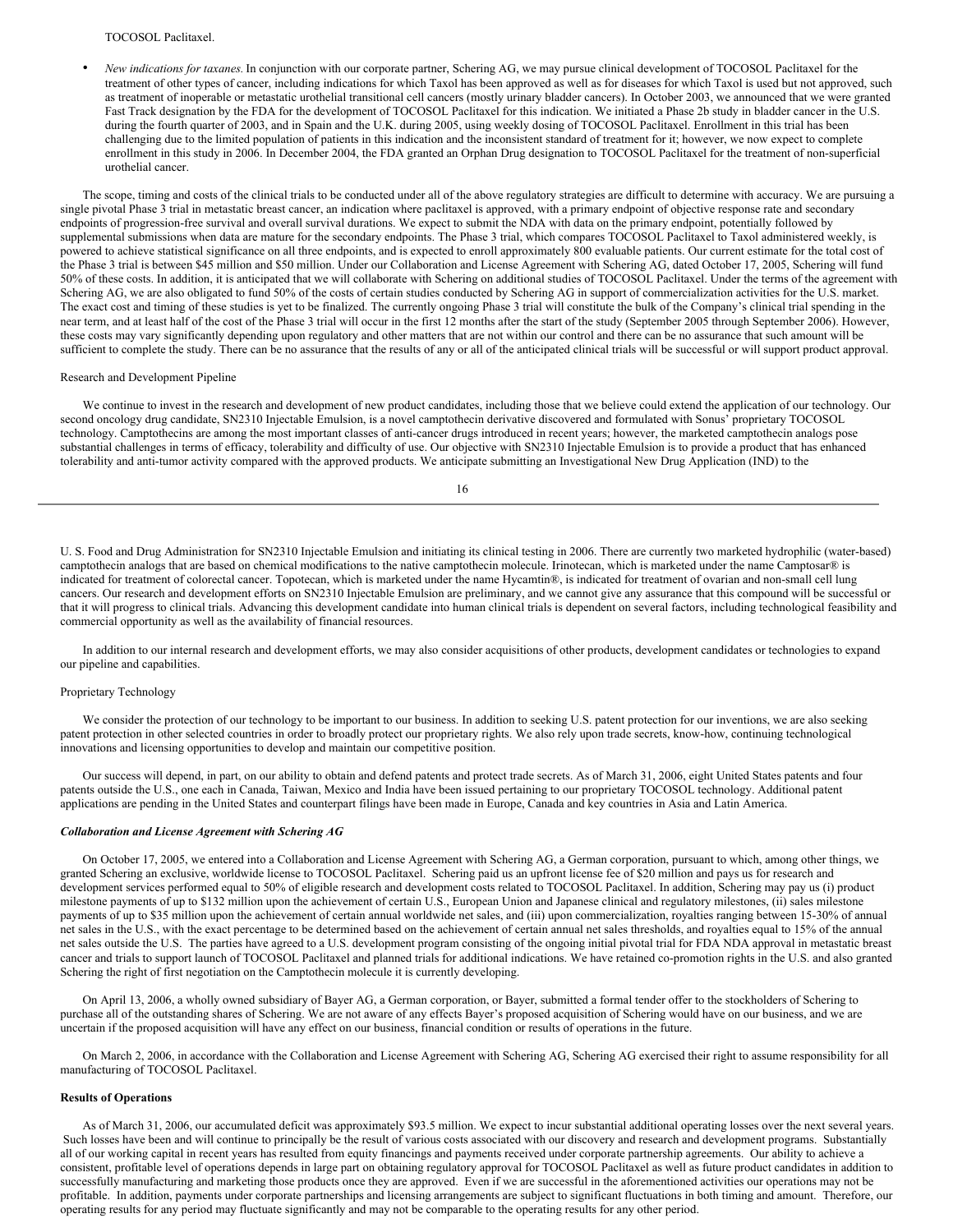TOCOSOL Paclitaxel.

- *New indications for taxanes.* In conjunction with our corporate partner, Schering AG, we may pursue clinical development of TOCOSOL Paclitaxel for the treatment of other types of cancer, including indications for which Taxol has been approved as well as for diseases for which Taxol is used but not approved, such as treatment of inoperable or metastatic urothelial transitional cell cancers (mostly urinary bladder cancers). In October 2003, we announced that we were granted Fast Track designation by the FDA for the development of TOCOSOL Paclitaxel for this indication. We initiated a Phase 2b study in bladder cancer in the U.S. during the fourth quarter of 2003, and in Spain and the U.K. during 2005, using weekly dosing of TOCOSOL Paclitaxel. Enrollment in this trial has been challenging due to the limited population of patients in this indication and the inconsistent standard of treatment for it; however, we now expect to complete enrollment in this study in 2006. In December 2004, the FDA granted an Orphan Drug designation to TOCOSOL Paclitaxel for the treatment of non-superficial urothelial cancer.

The scope, timing and costs of the clinical trials to be conducted under all of the above regulatory strategies are difficult to determine with accuracy. We are pursuing a single pivotal Phase 3 trial in metastatic breast cancer, an indication where paclitaxel is approved, with a primary endpoint of objective response rate and secondary endpoints of progression-free survival and overall survival durations. We expect to submit the NDA with data on the primary endpoint, potentially followed by supplemental submissions when data are mature for the secondary endpoints. The Phase 3 trial, which compares TOCOSOL Paclitaxel to Taxol administered weekly, is powered to achieve statistical significance on all three endpoints, and is expected to enroll approximately 800 evaluable patients. Our current estimate for the total cost of the Phase 3 trial is between \$45 million and \$50 million. Under our Collaboration and License Agreement with Schering AG, dated October 17, 2005, Schering will fund 50% of these costs. In addition, it is anticipated that we will collaborate with Schering on additional studies of TOCOSOL Paclitaxel. Under the terms of the agreement with Schering AG, we are also obligated to fund 50% of the costs of certain studies conducted by Schering AG in support of commercialization activities for the U.S. market. The exact cost and timing of these studies is yet to be finalized. The currently ongoing Phase 3 trial will constitute the bulk of the Company's clinical trial spending in the near term, and at least half of the cost of the Phase 3 trial will occur in the first 12 months after the start of the study (September 2005 through September 2006). However, these costs may vary significantly depending upon regulatory and other matters that are not within our control and there can be no assurance that such amount will be sufficient to complete the study. There can be no assurance that the results of any or all of the anticipated clinical trials will be successful or will support product approval.

Research and Development Pipeline

We continue to invest in the research and development of new product candidates, including those that we believe could extend the application of our technology. Our second oncology drug candidate, SN2310 Injectable Emulsion, is a novel camptothecin derivative discovered and formulated with Sonus' proprietary TOCOSOL technology. Camptothecins are among the most important classes of anti-cancer drugs introduced in recent years; however, the marketed camptothecin analogs pose substantial challenges in terms of efficacy, tolerability and difficulty of use. Our objective with SN2310 Injectable Emulsion is to provide a product that has enhanced tolerability and anti-tumor activity compared with the approved products. We anticipate submitting an Investigational New Drug Application (IND) to the U. S. Food and Drug Administration for SN2310 Injectable Emulsion and initiating its clinical testing in 2006. There are currently two marketed hydrophilic (water-based) camptothecin analogs that are based on chemical modifications to the native camptothecin molecule. Irinotecan, which is marketed under the name Camptosar® is indicated for treatment of colorectal cancer. Topotecan, which is marketed under the name Hycamtin®, is indicated for treatment of ovarian and non-small cell lung cancers. Our research and development efforts on SN2310 Injectable Emulsion are preliminary, and we cannot give any assurance that this compound will be successful or that it will progress to clinical trials. Advancing this development candidate into human clinical trials is dependent on several factors, including technological feasibility and commercial opportunity as well as the availability of financial resources.

In addition to our internal research and development efforts, we may also consider acquisitions of other products, development candidates or technologies to expand our pipeline and capabilities.

Proprietary Technology

We consider the protection of our technology to be important to our business. In addition to seeking U.S. patent protection for our inventions, we are also seeking patent protection in other selected countries in order to broadly protect our proprietary rights. We also rely upon trade secrets, know-how, continuing technological innovations and licensing opportunities to develop and maintain our competitive position.

Our success will depend, in part, on our ability to obtain and defend patents and protect trade secrets. As of March 31, 2006, eight United States patents and four patents outside the U.S., one each in Canada, Taiwan, Mexico and India have been issued pertaining to our proprietary TOCOSOL technology. Additional patent applications are pending in the United States and counterpart filings have been made in Europe, Canada and key countries in Asia and Latin America.

***Collaboration and License Agreement with Schering AG***

On October 17, 2005, we entered into a Collaboration and License Agreement with Schering AG, a German corporation, pursuant to which, among other things, we granted Schering an exclusive, worldwide license to TOCOSOL Paclitaxel. Schering paid us an upfront license fee of \$20 million and pays us for research and development services performed equal to 50% of eligible research and development costs related to TOCOSOL Paclitaxel. In addition, Schering may pay us (i) product milestone payments of up to \$132 million upon the achievement of certain U.S., European Union and Japanese clinical and regulatory milestones, (ii) sales milestone payments of up to \$35 million upon the achievement of certain annual worldwide net sales, and (iii) upon commercialization, royalties ranging between 15-30% of annual net sales in the U.S., with the exact percentage to be determined based on the achievement of certain annual net sales thresholds, and royalties equal to 15% of the annual net sales outside the U.S. The parties have agreed to a U.S. development program consisting of the ongoing initial pivotal trial for FDA NDA approval in metastatic breast cancer and trials to support launch of TOCOSOL Paclitaxel and planned trials for additional indications. We have retained co-promotion rights in the U.S. and also granted Schering the right of first negotiation on the Camptothecin molecule it is currently developing.

On April 13, 2006, a wholly owned subsidiary of Bayer AG, a German corporation, or Bayer, submitted a formal tender offer to the stockholders of Schering to purchase all of the outstanding shares of Schering. We are not aware of any effects Bayer's proposed acquisition of Schering would have on our business, and we are uncertain if the proposed acquisition will have any effect on our business, financial condition or results of operations in the future.

On March 2, 2006, in accordance with the Collaboration and License Agreement with Schering AG, Schering AG exercised their right to assume responsibility for all manufacturing of TOCOSOL Paclitaxel.

**Results of Operations**

As of March 31, 2006, our accumulated deficit was approximately \$93.5 million. We expect to incur substantial additional operating losses over the next several years. Such losses have been and will continue to principally be the result of various costs associated with our discovery and research and development programs. Substantially all of our working capital in recent years has resulted from equity financings and payments received under corporate partnership agreements. Our ability to achieve a consistent, profitable level of operations depends in large part on obtaining regulatory approval for TOCOSOL Paclitaxel as well as future product candidates in addition to successfully manufacturing and marketing those products once they are approved. Even if we are successful in the aforementioned activities our operations may not be profitable. In addition, payments under corporate partnerships and licensing arrangements are subject to significant fluctuations in both timing and amount. Therefore, our operating results for any period may fluctuate significantly and may not be comparable to the operating results for any other period.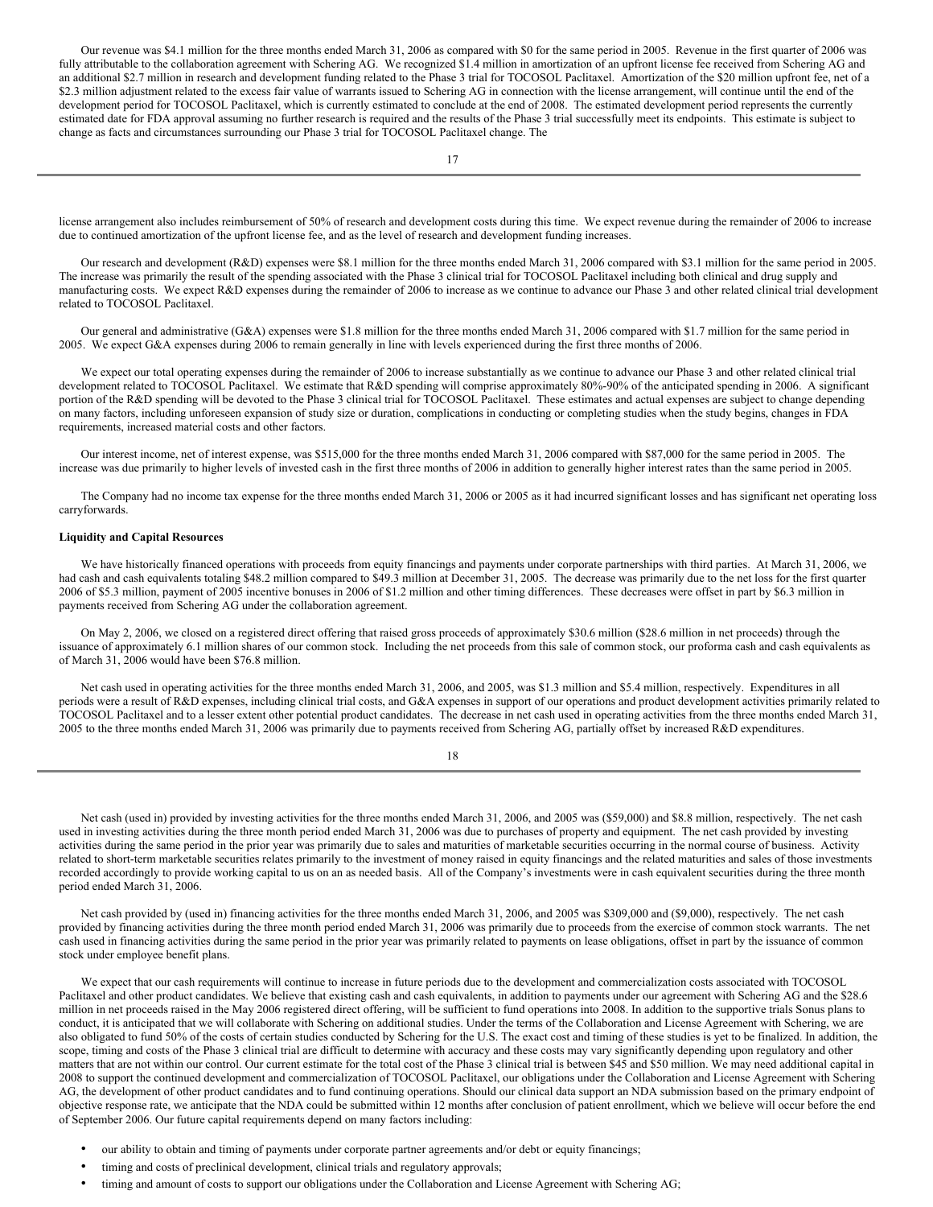Our revenue was $4.1 million for the three months ended March 31, 2006 as compared with $0 for the same period in 2005. Revenue in the first quarter of 2006 was fully attributable to the collaboration agreement with Schering AG. We recognized $1.4 million in amortization of an upfront license fee received from Schering AG and an additional $2.7 million in research and development funding related to the Phase 3 trial for TOCOSOL Paclitaxel. Amortization of the $20 million upfront fee, net of a $2.3 million adjustment related to the excess fair value of warrants issued to Schering AG in connection with the license arrangement, will continue until the end of the development period for TOCOSOL Paclitaxel, which is currently estimated to conclude at the end of 2008. The estimated development period represents the currently estimated date for FDA approval assuming no further research is required and the results of the Phase 3 trial successfully meet its endpoints. This estimate is subject to change as facts and circumstances surrounding our Phase 3 trial for TOCOSOL Paclitaxel change. The license arrangement also includes reimbursement of 50% of research and development costs during this time. We expect revenue during the remainder of 2006 to increase due to continued amortization of the upfront license fee, and as the level of research and development funding increases.

Our research and development (R&D) expenses were $8.1 million for the three months ended March 31, 2006 compared with $3.1 million for the same period in 2005. The increase was primarily the result of the spending associated with the Phase 3 clinical trial for TOCOSOL Paclitaxel including both clinical and drug supply and manufacturing costs. We expect R&D expenses during the remainder of 2006 to increase as we continue to advance our Phase 3 and other related clinical trial development related to TOCOSOL Paclitaxel.

Our general and administrative (G&A) expenses were $1.8 million for the three months ended March 31, 2006 compared with $1.7 million for the same period in 2005. We expect G&A expenses during 2006 to remain generally in line with levels experienced during the first three months of 2006.

We expect our total operating expenses during the remainder of 2006 to increase substantially as we continue to advance our Phase 3 and other related clinical trial development related to TOCOSOL Paclitaxel. We estimate that R&D spending will comprise approximately 80%-90% of the anticipated spending in 2006. A significant portion of the R&D spending will be devoted to the Phase 3 clinical trial for TOCOSOL Paclitaxel. These estimates and actual expenses are subject to change depending on many factors, including unforeseen expansion of study size or duration, complications in conducting or completing studies when the study begins, changes in FDA requirements, increased material costs and other factors.

Our interest income, net of interest expense, was $515,000 for the three months ended March 31, 2006 compared with $87,000 for the same period in 2005. The increase was due primarily to higher levels of invested cash in the first three months of 2006 in addition to generally higher interest rates than the same period in 2005.

The Company had no income tax expense for the three months ended March 31, 2006 or 2005 as it had incurred significant losses and has significant net operating loss carryforwards.

**Liquidity and Capital Resources**

We have historically financed operations with proceeds from equity financings and payments under corporate partnerships with third parties. At March 31, 2006, we had cash and cash equivalents totaling $48.2 million compared to $49.3 million at December 31, 2005. The decrease was primarily due to the net loss for the first quarter 2006 of $5.3 million, payment of 2005 incentive bonuses in 2006 of $1.2 million and other timing differences. These decreases were offset in part by $6.3 million in payments received from Schering AG under the collaboration agreement.

On May 2, 2006, we closed on a registered direct offering that raised gross proceeds of approximately $30.6 million ($28.6 million in net proceeds) through the issuance of approximately 6.1 million shares of our common stock. Including the net proceeds from this sale of common stock, our proforma cash and cash equivalents as of March 31, 2006 would have been $76.8 million.

Net cash used in operating activities for the three months ended March 31, 2006, and 2005, was $1.3 million and $5.4 million, respectively. Expenditures in all periods were a result of R&D expenses, including clinical trial costs, and G&A expenses in support of our operations and product development activities primarily related to TOCOSOL Paclitaxel and to a lesser extent other potential product candidates. The decrease in net cash used in operating activities from the three months ended March 31, 2005 to the three months ended March 31, 2006 was primarily due to payments received from Schering AG, partially offset by increased R&D expenditures.

Net cash (used in) provided by investing activities for the three months ended March 31, 2006, and 2005 was ($59,000) and $8.8 million, respectively. The net cash used in investing activities during the three month period ended March 31, 2006 was due to purchases of property and equipment. The net cash provided by investing activities during the same period in the prior year was primarily due to sales and maturities of marketable securities occurring in the normal course of business. Activity related to short-term marketable securities relates primarily to the investment of money raised in equity financings and the related maturities and sales of those investments recorded accordingly to provide working capital to us on an as needed basis. All of the Company's investments were in cash equivalent securities during the three month period ended March 31, 2006.

Net cash provided by (used in) financing activities for the three months ended March 31, 2006, and 2005 was $309,000 and ($9,000), respectively. The net cash provided by financing activities during the three month period ended March 31, 2006 was primarily due to proceeds from the exercise of common stock warrants. The net cash used in financing activities during the same period in the prior year was primarily related to payments on lease obligations, offset in part by the issuance of common stock under employee benefit plans.

We expect that our cash requirements will continue to increase in future periods due to the development and commercialization costs associated with TOCOSOL Paclitaxel and other product candidates. We believe that existing cash and cash equivalents, in addition to payments under our agreement with Schering AG and the $28.6 million in net proceeds raised in the May 2006 registered direct offering, will be sufficient to fund operations into 2008. In addition to the supportive trials Sonus plans to conduct, it is anticipated that we will collaborate with Schering on additional studies. Under the terms of the Collaboration and License Agreement with Schering, we are also obligated to fund 50% of the costs of certain studies conducted by Schering for the U.S. The exact cost and timing of these studies is yet to be finalized. In addition, the scope, timing and costs of the Phase 3 clinical trial are difficult to determine with accuracy and these costs may vary significantly depending upon regulatory and other matters that are not within our control. Our current estimate for the total cost of the Phase 3 clinical trial is between $45 and $50 million. We may need additional capital in 2008 to support the continued development and commercialization of TOCOSOL Paclitaxel, our obligations under the Collaboration and License Agreement with Schering AG, the development of other product candidates and to fund continuing operations. Should our clinical data support an NDA submission based on the primary endpoint of objective response rate, we anticipate that the NDA could be submitted within 12 months after conclusion of patient enrollment, which we believe will occur before the end of September 2006. Our future capital requirements depend on many factors including:

- our ability to obtain and timing of payments under corporate partner agreements and/or debt or equity financings;
- timing and costs of preclinical development, clinical trials and regulatory approvals;
- timing and amount of costs to support our obligations under the Collaboration and License Agreement with Schering AG;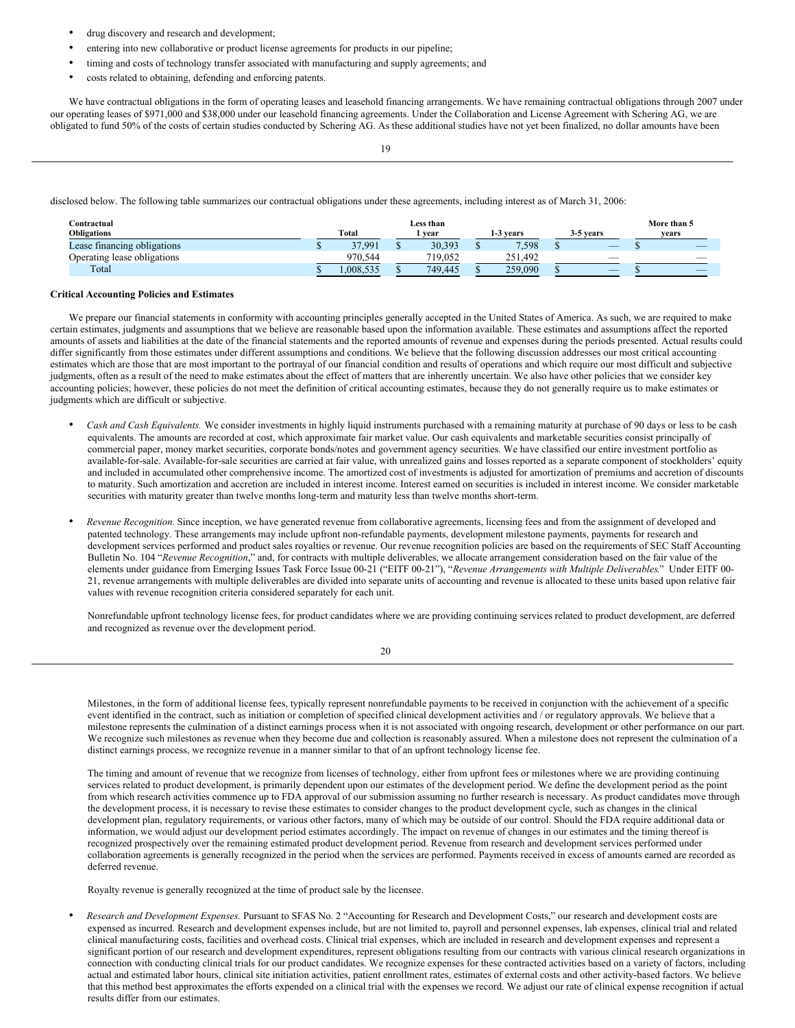- drug discovery and research and development;
- entering into new collaborative or product license agreements for products in our pipeline;
- timing and costs of technology transfer associated with manufacturing and supply agreements; and
- costs related to obtaining, defending and enforcing patents.

We have contractual obligations in the form of operating leases and leasehold financing arrangements. We have remaining contractual obligations through 2007 under our operating leases of $971,000 and $38,000 under our leasehold financing agreements. Under the Collaboration and License Agreement with Schering AG, we are obligated to fund 50% of the costs of certain studies conducted by Schering AG. As these additional studies have not yet been finalized, no dollar amounts have been disclosed below. The following table summarizes our contractual obligations under these agreements, including interest as of March 31, 2006:

| Contractual Obligations | Total | Less than 1 year | 1-3 years | 3-5 years | More than 5 years |
|---|---|---|---|---|---|
| Lease financing obligations | $ 37,991 | $ 30,393 | $ 7,598 | $ — | $ — |
| Operating lease obligations | 970,544 | 719,052 | 251,492 | — | — |
| Total | $ 1,008,535 | $ 749,445 | $ 259,090 | $ — | $ — |

**Critical Accounting Policies and Estimates**

We prepare our financial statements in conformity with accounting principles generally accepted in the United States of America. As such, we are required to make certain estimates, judgments and assumptions that we believe are reasonable based upon the information available. These estimates and assumptions affect the reported amounts of assets and liabilities at the date of the financial statements and the reported amounts of revenue and expenses during the periods presented. Actual results could differ significantly from those estimates under different assumptions and conditions. We believe that the following discussion addresses our most critical accounting estimates which are those that are most important to the portrayal of our financial condition and results of operations and which require our most difficult and subjective judgments, often as a result of the need to make estimates about the effect of matters that are inherently uncertain. We also have other policies that we consider key accounting policies; however, these policies do not meet the definition of critical accounting estimates, because they do not generally require us to make estimates or judgments which are difficult or subjective.

- *Cash and Cash Equivalents.* We consider investments in highly liquid instruments purchased with a remaining maturity at purchase of 90 days or less to be cash equivalents. The amounts are recorded at cost, which approximate fair market value. Our cash equivalents and marketable securities consist principally of commercial paper, money market securities, corporate bonds/notes and government agency securities. We have classified our entire investment portfolio as available-for-sale. Available-for-sale securities are carried at fair value, with unrealized gains and losses reported as a separate component of stockholders' equity and included in accumulated other comprehensive income. The amortized cost of investments is adjusted for amortization of premiums and accretion of discounts to maturity. Such amortization and accretion are included in interest income. Interest earned on securities is included in interest income. We consider marketable securities with maturity greater than twelve months long-term and maturity less than twelve months short-term.

- *Revenue Recognition.* Since inception, we have generated revenue from collaborative agreements, licensing fees and from the assignment of developed and patented technology. These arrangements may include upfront non-refundable payments, development milestone payments, payments for research and development services performed and product sales royalties or revenue. Our revenue recognition policies are based on the requirements of SEC Staff Accounting Bulletin No. 104 "*Revenue Recognition*," and, for contracts with multiple deliverables, we allocate arrangement consideration based on the fair value of the elements under guidance from Emerging Issues Task Force Issue 00-21 ("EITF 00-21"), "*Revenue Arrangements with Multiple Deliverables*." Under EITF 00-21, revenue arrangements with multiple deliverables are divided into separate units of accounting and revenue is allocated to these units based upon relative fair values with revenue recognition criteria considered separately for each unit.

  Nonrefundable upfront technology license fees, for product candidates where we are providing continuing services related to product development, are deferred and recognized as revenue over the development period.

  Milestones, in the form of additional license fees, typically represent nonrefundable payments to be received in conjunction with the achievement of a specific event identified in the contract, such as initiation or completion of specified clinical development activities and / or regulatory approvals. We believe that a milestone represents the culmination of a distinct earnings process when it is not associated with ongoing research, development or other performance on our part. We recognize such milestones as revenue when they become due and collection is reasonably assured. When a milestone does not represent the culmination of a distinct earnings process, we recognize revenue in a manner similar to that of an upfront technology license fee.

  The timing and amount of revenue that we recognize from licenses of technology, either from upfront fees or milestones where we are providing continuing services related to product development, is primarily dependent upon our estimates of the development period. We define the development period as the point from which research activities commence up to FDA approval of our submission assuming no further research is necessary. As product candidates move through the development process, it is necessary to revise these estimates to consider changes to the product development cycle, such as changes in the clinical development plan, regulatory requirements, or various other factors, many of which may be outside of our control. Should the FDA require additional data or information, we would adjust our development period estimates accordingly. The impact on revenue of changes in our estimates and the timing thereof is recognized prospectively over the remaining estimated product development period. Revenue from research and development services performed under collaboration agreements is generally recognized in the period when the services are performed. Payments received in excess of amounts earned are recorded as deferred revenue.

  Royalty revenue is generally recognized at the time of product sale by the licensee.

- *Research and Development Expenses.* Pursuant to SFAS No. 2 "Accounting for Research and Development Costs," our research and development costs are expensed as incurred. Research and development expenses include, but are not limited to, payroll and personnel expenses, lab expenses, clinical trial and related clinical manufacturing costs, facilities and overhead costs. Clinical trial expenses, which are included in research and development expenses and represent a significant portion of our research and development expenditures, represent obligations resulting from our contracts with various clinical research organizations in connection with conducting clinical trials for our product candidates. We recognize expenses for these contracted activities based on a variety of factors, including actual and estimated labor hours, clinical site initiation activities, patient enrollment rates, estimates of external costs and other activity-based factors. We believe that this method best approximates the efforts expended on a clinical trial with the expenses we record. We adjust our rate of clinical expense recognition if actual results differ from our estimates.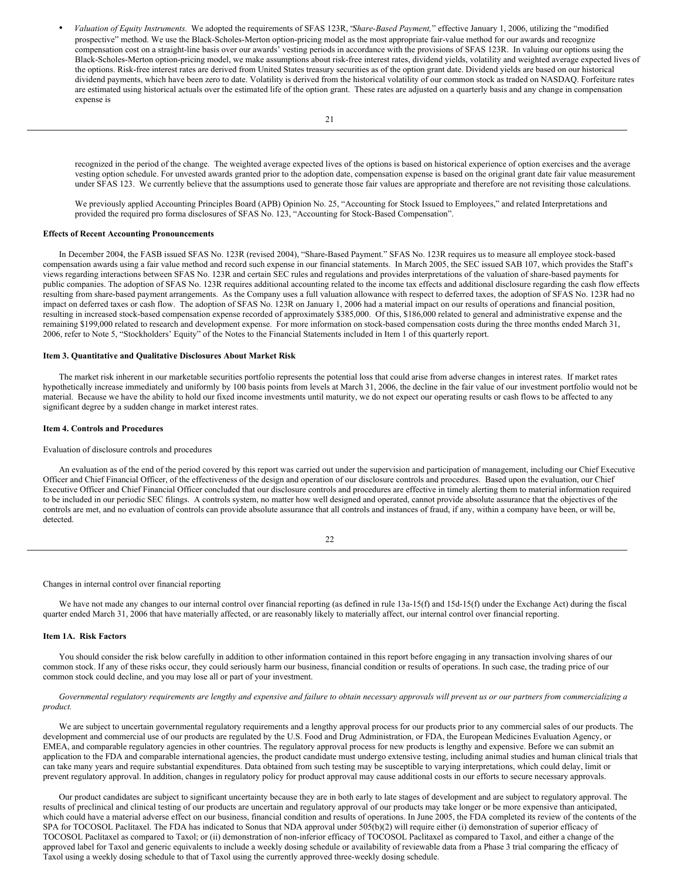- *Valuation of Equity Instruments.* We adopted the requirements of SFAS 123R, "*Share-Based Payment,*" effective January 1, 2006, utilizing the "modified prospective" method. We use the Black-Scholes-Merton option-pricing model as the most appropriate fair-value method for our awards and recognize compensation cost on a straight-line basis over our awards' vesting periods in accordance with the provisions of SFAS 123R. In valuing our options using the Black-Scholes-Merton option-pricing model, we make assumptions about risk-free interest rates, dividend yields, volatility and weighted average expected lives of the options. Risk-free interest rates are derived from United States treasury securities as of the option grant date. Dividend yields are based on our historical dividend payments, which have been zero to date. Volatility is derived from the historical volatility of our common stock as traded on NASDAQ. Forfeiture rates are estimated using historical actuals over the estimated life of the option grant. These rates are adjusted on a quarterly basis and any change in compensation expense is recognized in the period of the change. The weighted average expected lives of the options is based on historical experience of option exercises and the average vesting option schedule. For unvested awards granted prior to the adoption date, compensation expense is based on the original grant date fair value measurement under SFAS 123. We currently believe that the assumptions used to generate those fair values are appropriate and therefore are not revisiting those calculations.

  We previously applied Accounting Principles Board (APB) Opinion No. 25, "Accounting for Stock Issued to Employees," and related Interpretations and provided the required pro forma disclosures of SFAS No. 123, "Accounting for Stock-Based Compensation".

**Effects of Recent Accounting Pronouncements**

In December 2004, the FASB issued SFAS No. 123R (revised 2004), "Share-Based Payment." SFAS No. 123R requires us to measure all employee stock-based compensation awards using a fair value method and record such expense in our financial statements. In March 2005, the SEC issued SAB 107, which provides the Staff's views regarding interactions between SFAS No. 123R and certain SEC rules and regulations and provides interpretations of the valuation of share-based payments for public companies. The adoption of SFAS No. 123R requires additional accounting related to the income tax effects and additional disclosure regarding the cash flow effects resulting from share-based payment arrangements. As the Company uses a full valuation allowance with respect to deferred taxes, the adoption of SFAS No. 123R had no impact on deferred taxes or cash flow. The adoption of SFAS No. 123R on January 1, 2006 had a material impact on our results of operations and financial position, resulting in increased stock-based compensation expense recorded of approximately $385,000. Of this, $186,000 related to general and administrative expense and the remaining $199,000 related to research and development expense. For more information on stock-based compensation costs during the three months ended March 31, 2006, refer to Note 5, "Stockholders' Equity" of the Notes to the Financial Statements included in Item 1 of this quarterly report.

**Item 3. Quantitative and Qualitative Disclosures About Market Risk**

The market risk inherent in our marketable securities portfolio represents the potential loss that could arise from adverse changes in interest rates. If market rates hypothetically increase immediately and uniformly by 100 basis points from levels at March 31, 2006, the decline in the fair value of our investment portfolio would not be material. Because we have the ability to hold our fixed income investments until maturity, we do not expect our operating results or cash flows to be affected to any significant degree by a sudden change in market interest rates.

**Item 4. Controls and Procedures**

Evaluation of disclosure controls and procedures

An evaluation as of the end of the period covered by this report was carried out under the supervision and participation of management, including our Chief Executive Officer and Chief Financial Officer, of the effectiveness of the design and operation of our disclosure controls and procedures. Based upon the evaluation, our Chief Executive Officer and Chief Financial Officer concluded that our disclosure controls and procedures are effective in timely alerting them to material information required to be included in our periodic SEC filings. A controls system, no matter how well designed and operated, cannot provide absolute assurance that the objectives of the controls are met, and no evaluation of controls can provide absolute assurance that all controls and instances of fraud, if any, within a company have been, or will be, detected.

Changes in internal control over financial reporting

We have not made any changes to our internal control over financial reporting (as defined in rule 13a-15(f) and 15d-15(f) under the Exchange Act) during the fiscal quarter ended March 31, 2006 that have materially affected, or are reasonably likely to materially affect, our internal control over financial reporting.

**Item 1A. Risk Factors**

You should consider the risk below carefully in addition to other information contained in this report before engaging in any transaction involving shares of our common stock. If any of these risks occur, they could seriously harm our business, financial condition or results of operations. In such case, the trading price of our common stock could decline, and you may lose all or part of your investment.

*Governmental regulatory requirements are lengthy and expensive and failure to obtain necessary approvals will prevent us or our partners from commercializing a product.*

We are subject to uncertain governmental regulatory requirements and a lengthy approval process for our products prior to any commercial sales of our products. The development and commercial use of our products are regulated by the U.S. Food and Drug Administration, or FDA, the European Medicines Evaluation Agency, or EMEA, and comparable regulatory agencies in other countries. The regulatory approval process for new products is lengthy and expensive. Before we can submit an application to the FDA and comparable international agencies, the product candidate must undergo extensive testing, including animal studies and human clinical trials that can take many years and require substantial expenditures. Data obtained from such testing may be susceptible to varying interpretations, which could delay, limit or prevent regulatory approval. In addition, changes in regulatory policy for product approval may cause additional costs in our efforts to secure necessary approvals.

Our product candidates are subject to significant uncertainty because they are in both early to late stages of development and are subject to regulatory approval. The results of preclinical and clinical testing of our products are uncertain and regulatory approval of our products may take longer or be more expensive than anticipated, which could have a material adverse effect on our business, financial condition and results of operations. In June 2005, the FDA completed its review of the contents of the SPA for TOCOSOL Paclitaxel. The FDA has indicated to Sonus that NDA approval under 505(b)(2) will require either (i) demonstration of superior efficacy of TOCOSOL Paclitaxel as compared to Taxol; or (ii) demonstration of non-inferior efficacy of TOCOSOL Paclitaxel as compared to Taxol, and either a change of the approved label for Taxol and generic equivalents to include a weekly dosing schedule or availability of reviewable data from a Phase 3 trial comparing the efficacy of Taxol using a weekly dosing schedule to that of Taxol using the currently approved three-weekly dosing schedule.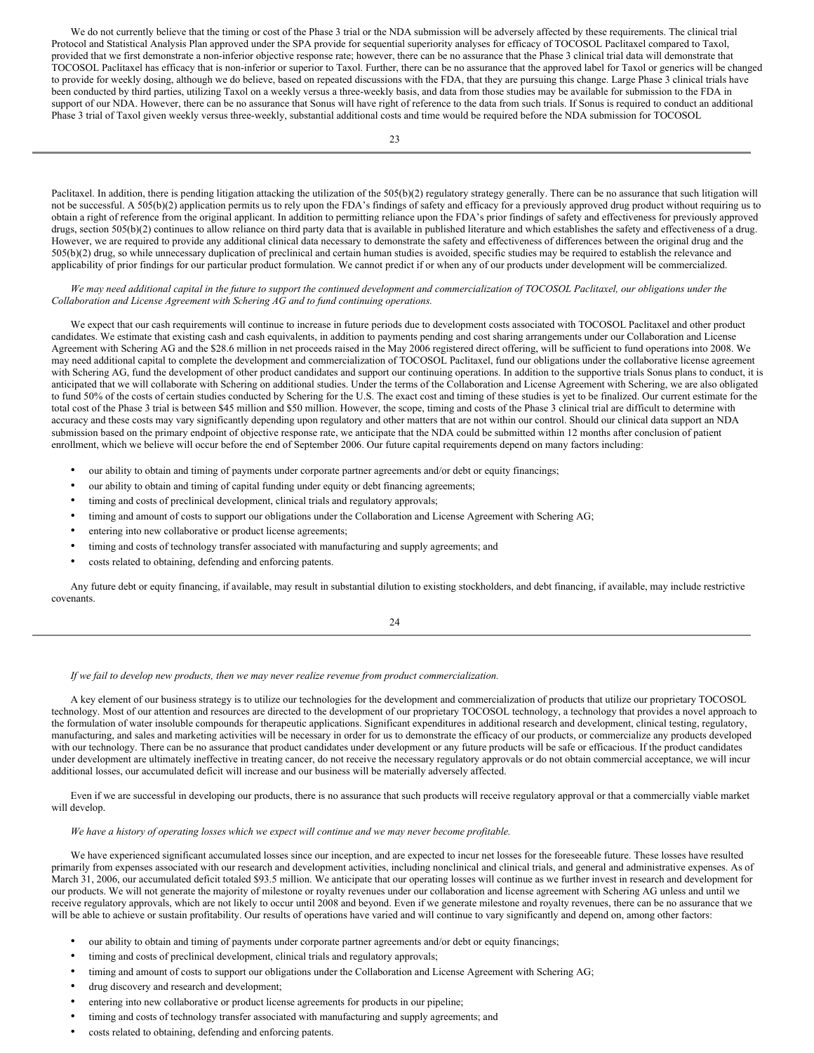We do not currently believe that the timing or cost of the Phase 3 trial or the NDA submission will be adversely affected by these requirements. The clinical trial Protocol and Statistical Analysis Plan approved under the SPA provide for sequential superiority analyses for efficacy of TOCOSOL Paclitaxel compared to Taxol, provided that we first demonstrate a non-inferior objective response rate; however, there can be no assurance that the Phase 3 clinical trial data will demonstrate that TOCOSOL Paclitaxel has efficacy that is non-inferior or superior to Taxol. Further, there can be no assurance that the approved label for Taxol or generics will be changed to provide for weekly dosing, although we do believe, based on repeated discussions with the FDA, that they are pursuing this change. Large Phase 3 clinical trials have been conducted by third parties, utilizing Taxol on a weekly versus a three-weekly basis, and data from those studies may be available for submission to the FDA in support of our NDA. However, there can be no assurance that Sonus will have right of reference to the data from such trials. If Sonus is required to conduct an additional Phase 3 trial of Taxol given weekly versus three-weekly, substantial additional costs and time would be required before the NDA submission for TOCOSOL Paclitaxel. In addition, there is pending litigation attacking the utilization of the 505(b)(2) regulatory strategy generally. There can be no assurance that such litigation will not be successful. A 505(b)(2) application permits us to rely upon the FDA's findings of safety and efficacy for a previously approved drug product without requiring us to obtain a right of reference from the original applicant. In addition to permitting reliance upon the FDA's prior findings of safety and effectiveness for previously approved drugs, section 505(b)(2) continues to allow reliance on third party data that is available in published literature and which establishes the safety and effectiveness of a drug. However, we are required to provide any additional clinical data necessary to demonstrate the safety and effectiveness of differences between the original drug and the 505(b)(2) drug, so while unnecessary duplication of preclinical and certain human studies is avoided, specific studies may be required to establish the relevance and applicability of prior findings for our particular product formulation. We cannot predict if or when any of our products under development will be commercialized.

*We may need additional capital in the future to support the continued development and commercialization of TOCOSOL Paclitaxel, our obligations under the Collaboration and License Agreement with Schering AG and to fund continuing operations.*

We expect that our cash requirements will continue to increase in future periods due to development costs associated with TOCOSOL Paclitaxel and other product candidates. We estimate that existing cash and cash equivalents, in addition to payments pending and cost sharing arrangements under our Collaboration and License Agreement with Schering AG and the $28.6 million in net proceeds raised in the May 2006 registered direct offering, will be sufficient to fund operations into 2008. We may need additional capital to complete the development and commercialization of TOCOSOL Paclitaxel, fund our obligations under the collaborative license agreement with Schering AG, fund the development of other product candidates and support our continuing operations. In addition to the supportive trials Sonus plans to conduct, it is anticipated that we will collaborate with Schering on additional studies. Under the terms of the Collaboration and License Agreement with Schering, we are also obligated to fund 50% of the costs of certain studies conducted by Schering for the U.S. The exact cost and timing of these studies is yet to be finalized. Our current estimate for the total cost of the Phase 3 trial is between $45 million and $50 million. However, the scope, timing and costs of the Phase 3 clinical trial are difficult to determine with accuracy and these costs may vary significantly depending upon regulatory and other matters that are not within our control. Should our clinical data support an NDA submission based on the primary endpoint of objective response rate, we anticipate that the NDA could be submitted within 12 months after conclusion of patient enrollment, which we believe will occur before the end of September 2006. Our future capital requirements depend on many factors including:

- our ability to obtain and timing of payments under corporate partner agreements and/or debt or equity financings;
- our ability to obtain and timing of capital funding under equity or debt financing agreements;
- timing and costs of preclinical development, clinical trials and regulatory approvals;
- timing and amount of costs to support our obligations under the Collaboration and License Agreement with Schering AG;
- entering into new collaborative or product license agreements;
- timing and costs of technology transfer associated with manufacturing and supply agreements; and
- costs related to obtaining, defending and enforcing patents.

Any future debt or equity financing, if available, may result in substantial dilution to existing stockholders, and debt financing, if available, may include restrictive covenants.

*If we fail to develop new products, then we may never realize revenue from product commercialization.*

A key element of our business strategy is to utilize our technologies for the development and commercialization of products that utilize our proprietary TOCOSOL technology. Most of our attention and resources are directed to the development of our proprietary TOCOSOL technology, a technology that provides a novel approach to the formulation of water insoluble compounds for therapeutic applications. Significant expenditures in additional research and development, clinical testing, regulatory, manufacturing, and sales and marketing activities will be necessary in order for us to demonstrate the efficacy of our products, or commercialize any products developed with our technology. There can be no assurance that product candidates under development or any future products will be safe or efficacious. If the product candidates under development are ultimately ineffective in treating cancer, do not receive the necessary regulatory approvals or do not obtain commercial acceptance, we will incur additional losses, our accumulated deficit will increase and our business will be materially adversely affected.

Even if we are successful in developing our products, there is no assurance that such products will receive regulatory approval or that a commercially viable market will develop.

*We have a history of operating losses which we expect will continue and we may never become profitable.*

We have experienced significant accumulated losses since our inception, and are expected to incur net losses for the foreseeable future. These losses have resulted primarily from expenses associated with our research and development activities, including nonclinical and clinical trials, and general and administrative expenses. As of March 31, 2006, our accumulated deficit totaled $93.5 million. We anticipate that our operating losses will continue as we further invest in research and development for our products. We will not generate the majority of milestone or royalty revenues under our collaboration and license agreement with Schering AG unless and until we receive regulatory approvals, which are not likely to occur until 2008 and beyond. Even if we generate milestone and royalty revenues, there can be no assurance that we will be able to achieve or sustain profitability. Our results of operations have varied and will continue to vary significantly and depend on, among other factors:

- our ability to obtain and timing of payments under corporate partner agreements and/or debt or equity financings;
- timing and costs of preclinical development, clinical trials and regulatory approvals;
- timing and amount of costs to support our obligations under the Collaboration and License Agreement with Schering AG;
- drug discovery and research and development;
- entering into new collaborative or product license agreements for products in our pipeline;
- timing and costs of technology transfer associated with manufacturing and supply agreements; and
- costs related to obtaining, defending and enforcing patents.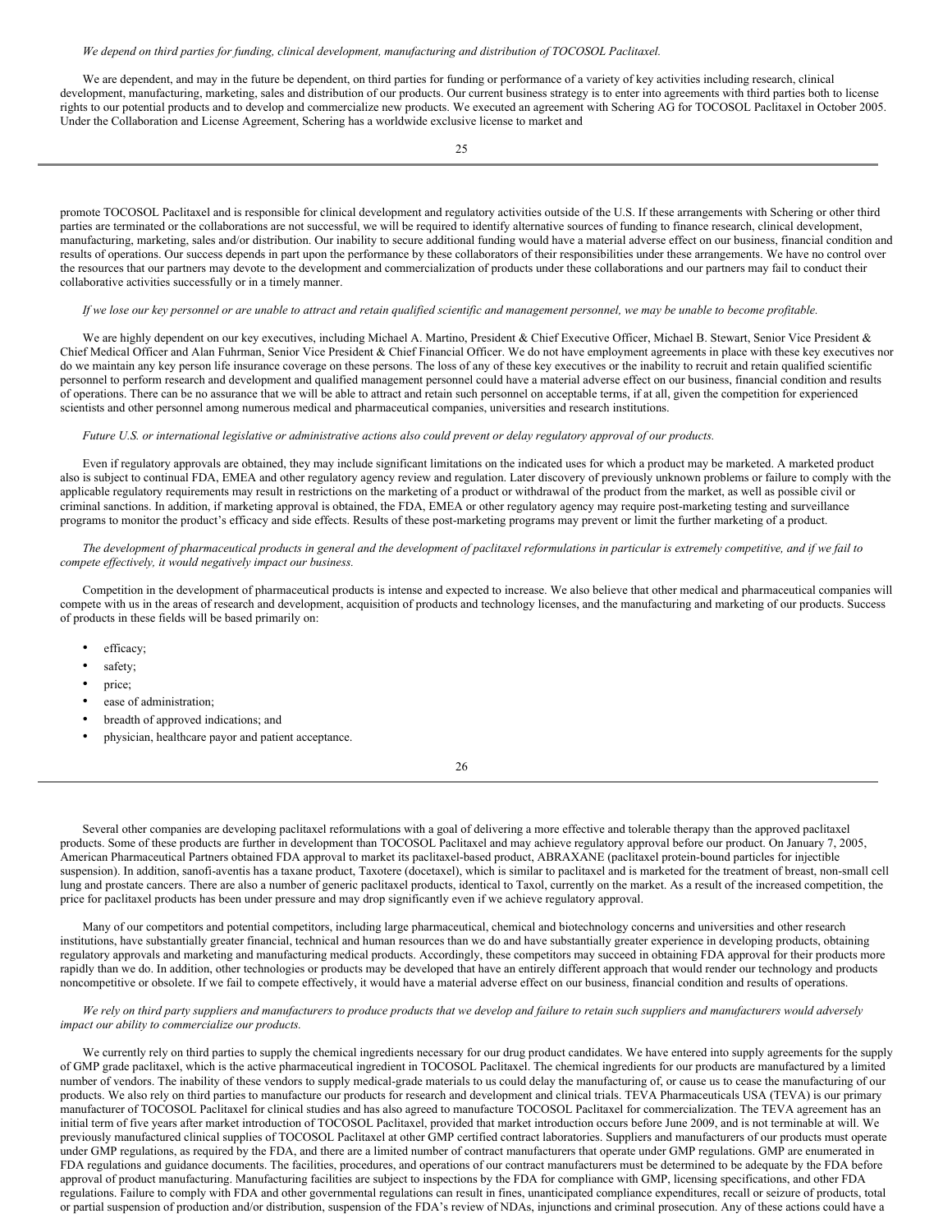*We depend on third parties for funding, clinical development, manufacturing and distribution of TOCOSOL Paclitaxel.*

We are dependent, and may in the future be dependent, on third parties for funding or performance of a variety of key activities including research, clinical development, manufacturing, marketing, sales and distribution of our products. Our current business strategy is to enter into agreements with third parties both to license rights to our potential products and to develop and commercialize new products. We executed an agreement with Schering AG for TOCOSOL Paclitaxel in October 2005. Under the Collaboration and License Agreement, Schering has a worldwide exclusive license to market and promote TOCOSOL Paclitaxel and is responsible for clinical development and regulatory activities outside of the U.S. If these arrangements with Schering or other third parties are terminated or the collaborations are not successful, we will be required to identify alternative sources of funding to finance research, clinical development, manufacturing, marketing, sales and/or distribution. Our inability to secure additional funding would have a material adverse effect on our business, financial condition and results of operations. Our success depends in part upon the performance by these collaborators of their responsibilities under these arrangements. We have no control over the resources that our partners may devote to the development and commercialization of products under these collaborations and our partners may fail to conduct their collaborative activities successfully or in a timely manner.

*If we lose our key personnel or are unable to attract and retain qualified scientific and management personnel, we may be unable to become profitable.*

We are highly dependent on our key executives, including Michael A. Martino, President & Chief Executive Officer, Michael B. Stewart, Senior Vice President & Chief Medical Officer and Alan Fuhrman, Senior Vice President & Chief Financial Officer. We do not have employment agreements in place with these key executives nor do we maintain any key person life insurance coverage on these persons. The loss of any of these key executives or the inability to recruit and retain qualified scientific personnel to perform research and development and qualified management personnel could have a material adverse effect on our business, financial condition and results of operations. There can be no assurance that we will be able to attract and retain such personnel on acceptable terms, if at all, given the competition for experienced scientists and other personnel among numerous medical and pharmaceutical companies, universities and research institutions.

*Future U.S. or international legislative or administrative actions also could prevent or delay regulatory approval of our products.*

Even if regulatory approvals are obtained, they may include significant limitations on the indicated uses for which a product may be marketed. A marketed product also is subject to continual FDA, EMEA and other regulatory agency review and regulation. Later discovery of previously unknown problems or failure to comply with the applicable regulatory requirements may result in restrictions on the marketing of a product or withdrawal of the product from the market, as well as possible civil or criminal sanctions. In addition, if marketing approval is obtained, the FDA, EMEA or other regulatory agency may require post-marketing testing and surveillance programs to monitor the product's efficacy and side effects. Results of these post-marketing programs may prevent or limit the further marketing of a product.

*The development of pharmaceutical products in general and the development of paclitaxel reformulations in particular is extremely competitive, and if we fail to compete effectively, it would negatively impact our business.*

Competition in the development of pharmaceutical products is intense and expected to increase. We also believe that other medical and pharmaceutical companies will compete with us in the areas of research and development, acquisition of products and technology licenses, and the manufacturing and marketing of our products. Success of products in these fields will be based primarily on:

- efficacy;
- safety;
- price;
- ease of administration;
- breadth of approved indications; and
- physician, healthcare payor and patient acceptance.

Several other companies are developing paclitaxel reformulations with a goal of delivering a more effective and tolerable therapy than the approved paclitaxel products. Some of these products are further in development than TOCOSOL Paclitaxel and may achieve regulatory approval before our product. On January 7, 2005, American Pharmaceutical Partners obtained FDA approval to market its paclitaxel-based product, ABRAXANE (paclitaxel protein-bound particles for injectible suspension). In addition, sanofi-aventis has a taxane product, Taxotere (docetaxel), which is similar to paclitaxel and is marketed for the treatment of breast, non-small cell lung and prostate cancers. There are also a number of generic paclitaxel products, identical to Taxol, currently on the market. As a result of the increased competition, the price for paclitaxel products has been under pressure and may drop significantly even if we achieve regulatory approval.

Many of our competitors and potential competitors, including large pharmaceutical, chemical and biotechnology concerns and universities and other research institutions, have substantially greater financial, technical and human resources than we do and have substantially greater experience in developing products, obtaining regulatory approvals and marketing and manufacturing medical products. Accordingly, these competitors may succeed in obtaining FDA approval for their products more rapidly than we do. In addition, other technologies or products may be developed that have an entirely different approach that would render our technology and products noncompetitive or obsolete. If we fail to compete effectively, it would have a material adverse effect on our business, financial condition and results of operations.

*We rely on third party suppliers and manufacturers to produce products that we develop and failure to retain such suppliers and manufacturers would adversely impact our ability to commercialize our products.*

We currently rely on third parties to supply the chemical ingredients necessary for our drug product candidates. We have entered into supply agreements for the supply of GMP grade paclitaxel, which is the active pharmaceutical ingredient in TOCOSOL Paclitaxel. The chemical ingredients for our products are manufactured by a limited number of vendors. The inability of these vendors to supply medical-grade materials to us could delay the manufacturing of, or cause us to cease the manufacturing of our products. We also rely on third parties to manufacture our products for research and development and clinical trials. TEVA Pharmaceuticals USA (TEVA) is our primary manufacturer of TOCOSOL Paclitaxel for clinical studies and has also agreed to manufacture TOCOSOL Paclitaxel for commercialization. The TEVA agreement has an initial term of five years after market introduction of TOCOSOL Paclitaxel, provided that market introduction occurs before June 2009, and is not terminable at will. We previously manufactured clinical supplies of TOCOSOL Paclitaxel at other GMP certified contract laboratories. Suppliers and manufacturers of our products must operate under GMP regulations, as required by the FDA, and there are a limited number of contract manufacturers that operate under GMP regulations. GMP are enumerated in FDA regulations and guidance documents. The facilities, procedures, and operations of our contract manufacturers must be determined to be adequate by the FDA before approval of product manufacturing. Manufacturing facilities are subject to inspections by the FDA for compliance with GMP, licensing specifications, and other FDA regulations. Failure to comply with FDA and other governmental regulations can result in fines, unanticipated compliance expenditures, recall or seizure of products, total or partial suspension of production and/or distribution, suspension of the FDA's review of NDAs, injunctions and criminal prosecution. Any of these actions could have a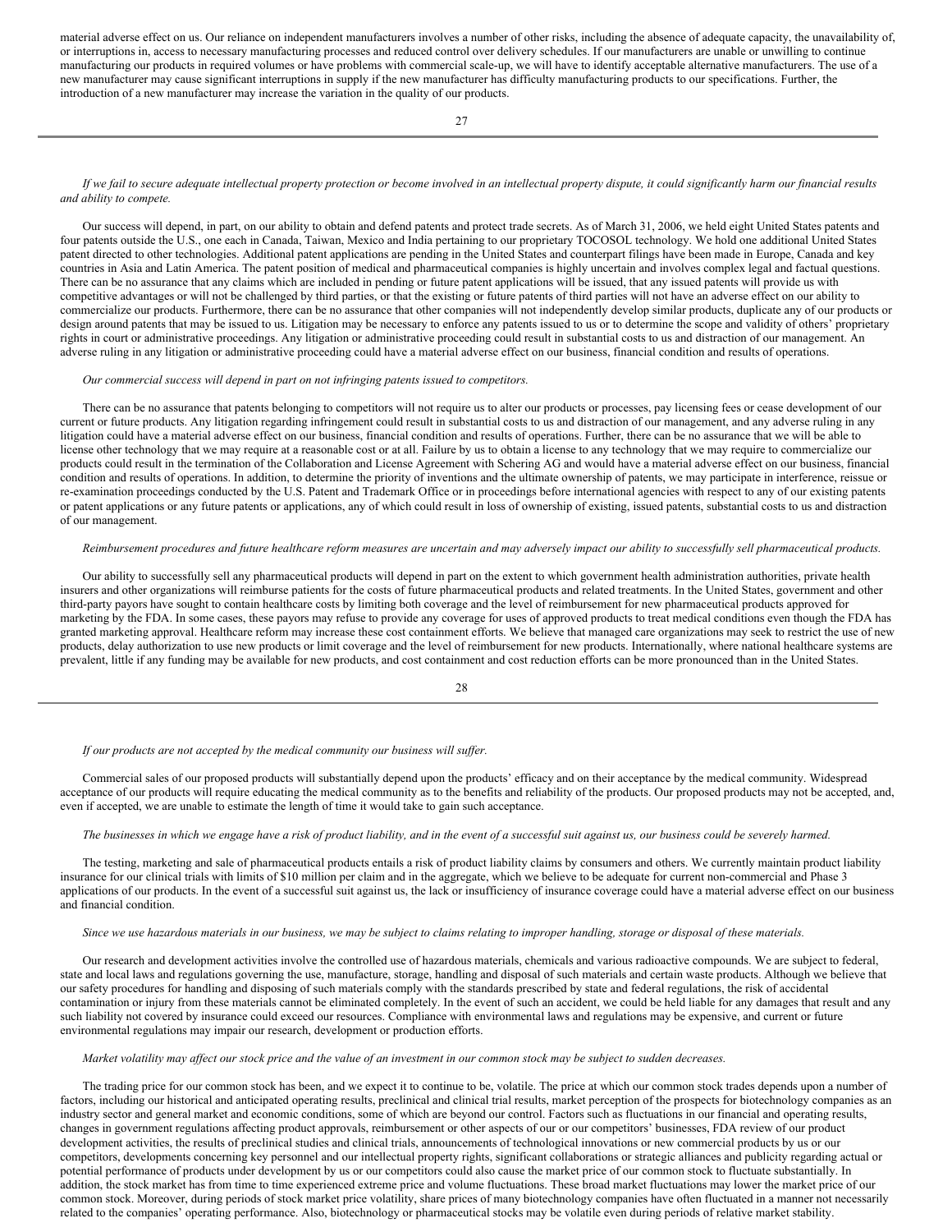material adverse effect on us. Our reliance on independent manufacturers involves a number of other risks, including the absence of adequate capacity, the unavailability of, or interruptions in, access to necessary manufacturing processes and reduced control over delivery schedules. If our manufacturers are unable or unwilling to continue manufacturing our products in required volumes or have problems with commercial scale-up, we will have to identify acceptable alternative manufacturers. The use of a new manufacturer may cause significant interruptions in supply if the new manufacturer has difficulty manufacturing products to our specifications. Further, the introduction of a new manufacturer may increase the variation in the quality of our products.

*If we fail to secure adequate intellectual property protection or become involved in an intellectual property dispute, it could significantly harm our financial results and ability to compete.*

Our success will depend, in part, on our ability to obtain and defend patents and protect trade secrets. As of March 31, 2006, we held eight United States patents and four patents outside the U.S., one each in Canada, Taiwan, Mexico and India pertaining to our proprietary TOCOSOL technology. We hold one additional United States patent directed to other technologies. Additional patent applications are pending in the United States and counterpart filings have been made in Europe, Canada and key countries in Asia and Latin America. The patent position of medical and pharmaceutical companies is highly uncertain and involves complex legal and factual questions. There can be no assurance that any claims which are included in pending or future patent applications will be issued, that any issued patents will provide us with competitive advantages or will not be challenged by third parties, or that the existing or future patents of third parties will not have an adverse effect on our ability to commercialize our products. Furthermore, there can be no assurance that other companies will not independently develop similar products, duplicate any of our products or design around patents that may be issued to us. Litigation may be necessary to enforce any patents issued to us or to determine the scope and validity of others' proprietary rights in court or administrative proceedings. Any litigation or administrative proceeding could result in substantial costs to us and distraction of our management. An adverse ruling in any litigation or administrative proceeding could have a material adverse effect on our business, financial condition and results of operations.

*Our commercial success will depend in part on not infringing patents issued to competitors.*

There can be no assurance that patents belonging to competitors will not require us to alter our products or processes, pay licensing fees or cease development of our current or future products. Any litigation regarding infringement could result in substantial costs to us and distraction of our management, and any adverse ruling in any litigation could have a material adverse effect on our business, financial condition and results of operations. Further, there can be no assurance that we will be able to license other technology that we may require at a reasonable cost or at all. Failure by us to obtain a license to any technology that we may require to commercialize our products could result in the termination of the Collaboration and License Agreement with Schering AG and would have a material adverse effect on our business, financial condition and results of operations. In addition, to determine the priority of inventions and the ultimate ownership of patents, we may participate in interference, reissue or re-examination proceedings conducted by the U.S. Patent and Trademark Office or in proceedings before international agencies with respect to any of our existing patents or patent applications or any future patents or applications, any of which could result in loss of ownership of existing, issued patents, substantial costs to us and distraction of our management.

*Reimbursement procedures and future healthcare reform measures are uncertain and may adversely impact our ability to successfully sell pharmaceutical products.*

Our ability to successfully sell any pharmaceutical products will depend in part on the extent to which government health administration authorities, private health insurers and other organizations will reimburse patients for the costs of future pharmaceutical products and related treatments. In the United States, government and other third-party payors have sought to contain healthcare costs by limiting both coverage and the level of reimbursement for new pharmaceutical products approved for marketing by the FDA. In some cases, these payors may refuse to provide any coverage for uses of approved products to treat medical conditions even though the FDA has granted marketing approval. Healthcare reform may increase these cost containment efforts. We believe that managed care organizations may seek to restrict the use of new products, delay authorization to use new products or limit coverage and the level of reimbursement for new products. Internationally, where national healthcare systems are prevalent, little if any funding may be available for new products, and cost containment and cost reduction efforts can be more pronounced than in the United States.

*If our products are not accepted by the medical community our business will suffer.*

Commercial sales of our proposed products will substantially depend upon the products' efficacy and on their acceptance by the medical community. Widespread acceptance of our products will require educating the medical community as to the benefits and reliability of the products. Our proposed products may not be accepted, and, even if accepted, we are unable to estimate the length of time it would take to gain such acceptance.

*The businesses in which we engage have a risk of product liability, and in the event of a successful suit against us, our business could be severely harmed.*

The testing, marketing and sale of pharmaceutical products entails a risk of product liability claims by consumers and others. We currently maintain product liability insurance for our clinical trials with limits of $10 million per claim and in the aggregate, which we believe to be adequate for current non-commercial and Phase 3 applications of our products. In the event of a successful suit against us, the lack or insufficiency of insurance coverage could have a material adverse effect on our business and financial condition.

*Since we use hazardous materials in our business, we may be subject to claims relating to improper handling, storage or disposal of these materials.*

Our research and development activities involve the controlled use of hazardous materials, chemicals and various radioactive compounds. We are subject to federal, state and local laws and regulations governing the use, manufacture, storage, handling and disposal of such materials and certain waste products. Although we believe that our safety procedures for handling and disposing of such materials comply with the standards prescribed by state and federal regulations, the risk of accidental contamination or injury from these materials cannot be eliminated completely. In the event of such an accident, we could be held liable for any damages that result and any such liability not covered by insurance could exceed our resources. Compliance with environmental laws and regulations may be expensive, and current or future environmental regulations may impair our research, development or production efforts.

*Market volatility may affect our stock price and the value of an investment in our common stock may be subject to sudden decreases.*

The trading price for our common stock has been, and we expect it to continue to be, volatile. The price at which our common stock trades depends upon a number of factors, including our historical and anticipated operating results, preclinical and clinical trial results, market perception of the prospects for biotechnology companies as an industry sector and general market and economic conditions, some of which are beyond our control. Factors such as fluctuations in our financial and operating results, changes in government regulations affecting product approvals, reimbursement or other aspects of our or our competitors' businesses, FDA review of our product development activities, the results of preclinical studies and clinical trials, announcements of technological innovations or new commercial products by us or our competitors, developments concerning key personnel and our intellectual property rights, significant collaborations or strategic alliances and publicity regarding actual or potential performance of products under development by us or our competitors could also cause the market price of our common stock to fluctuate substantially. In addition, the stock market has from time to time experienced extreme price and volume fluctuations. These broad market fluctuations may lower the market price of our common stock. Moreover, during periods of stock market price volatility, share prices of many biotechnology companies have often fluctuated in a manner not necessarily related to the companies' operating performance. Also, biotechnology or pharmaceutical stocks may be volatile even during periods of relative market stability.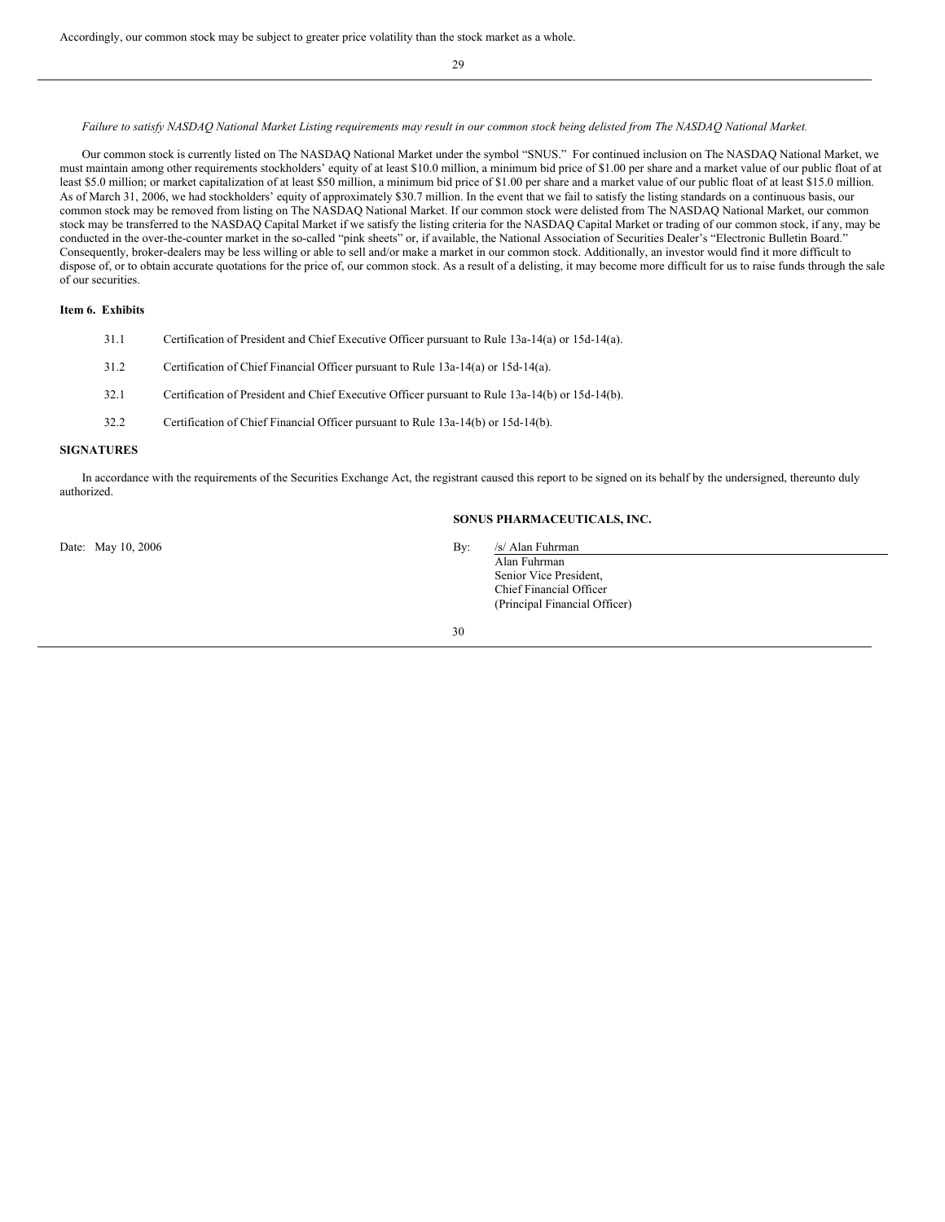Accordingly, our common stock may be subject to greater price volatility than the stock market as a whole.

*Failure to satisfy NASDAQ National Market Listing requirements may result in our common stock being delisted from The NASDAQ National Market.*

Our common stock is currently listed on The NASDAQ National Market under the symbol "SNUS." For continued inclusion on The NASDAQ National Market, we must maintain among other requirements stockholders' equity of at least $10.0 million, a minimum bid price of $1.00 per share and a market value of our public float of at least $5.0 million; or market capitalization of at least $50 million, a minimum bid price of $1.00 per share and a market value of our public float of at least $15.0 million. As of March 31, 2006, we had stockholders' equity of approximately $30.7 million. In the event that we fail to satisfy the listing standards on a continuous basis, our common stock may be removed from listing on The NASDAQ National Market. If our common stock were delisted from The NASDAQ National Market, our common stock may be transferred to the NASDAQ Capital Market if we satisfy the listing criteria for the NASDAQ Capital Market or trading of our common stock, if any, may be conducted in the over-the-counter market in the so-called "pink sheets" or, if available, the National Association of Securities Dealer's "Electronic Bulletin Board." Consequently, broker-dealers may be less willing or able to sell and/or make a market in our common stock. Additionally, an investor would find it more difficult to dispose of, or to obtain accurate quotations for the price of, our common stock. As a result of a delisting, it may become more difficult for us to raise funds through the sale of our securities.

**Item 6. Exhibits**

| | |
|---|---|
| 31.1 | Certification of President and Chief Executive Officer pursuant to Rule 13a-14(a) or 15d-14(a). |
| 31.2 | Certification of Chief Financial Officer pursuant to Rule 13a-14(a) or 15d-14(a). |
| 32.1 | Certification of President and Chief Executive Officer pursuant to Rule 13a-14(b) or 15d-14(b). |
| 32.2 | Certification of Chief Financial Officer pursuant to Rule 13a-14(b) or 15d-14(b). |

**SIGNATURES**

In accordance with the requirements of the Securities Exchange Act, the registrant caused this report to be signed on its behalf by the undersigned, thereunto duly authorized.

**SONUS PHARMACEUTICALS, INC.**

Date: May 10, 2006

By: /s/ Alan Fuhrman
Alan Fuhrman
Senior Vice President,
Chief Financial Officer
(Principal Financial Officer)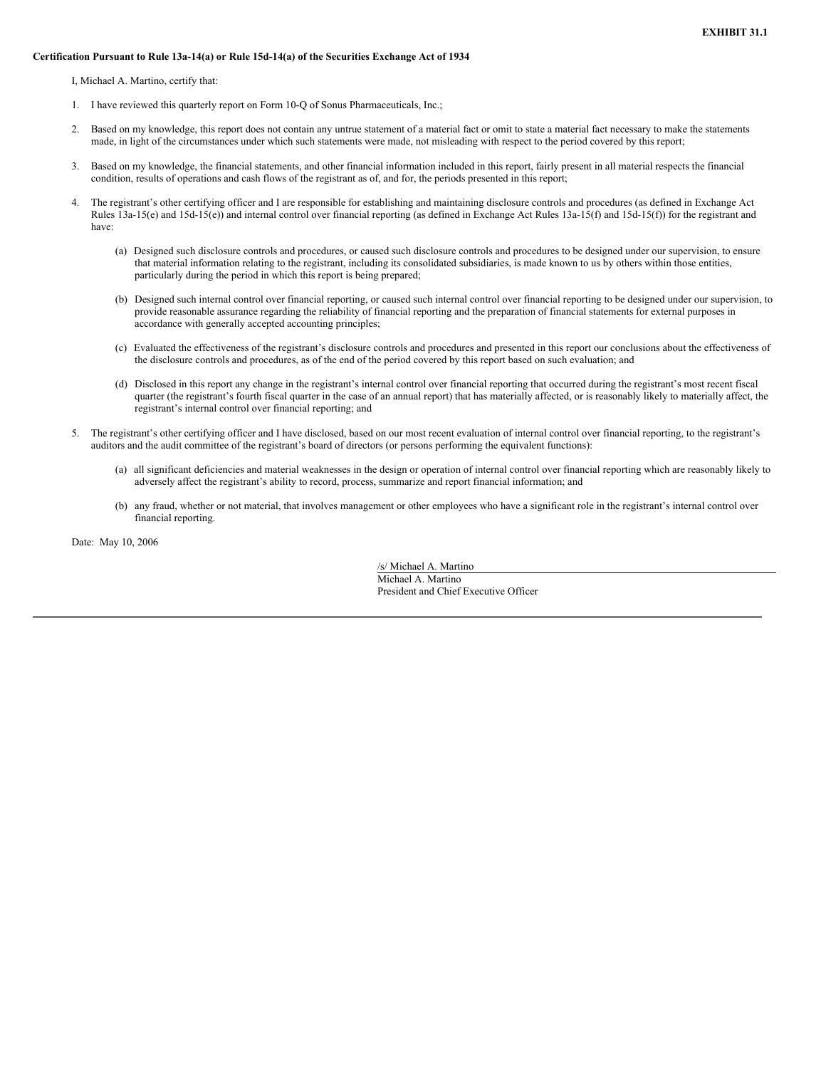**EXHIBIT 31.1**

**Certification Pursuant to Rule 13a-14(a) or Rule 15d-14(a) of the Securities Exchange Act of 1934**

I, Michael A. Martino, certify that:

1. I have reviewed this quarterly report on Form 10-Q of Sonus Pharmaceuticals, Inc.;

2. Based on my knowledge, this report does not contain any untrue statement of a material fact or omit to state a material fact necessary to make the statements made, in light of the circumstances under which such statements were made, not misleading with respect to the period covered by this report;

3. Based on my knowledge, the financial statements, and other financial information included in this report, fairly present in all material respects the financial condition, results of operations and cash flows of the registrant as of, and for, the periods presented in this report;

4. The registrant's other certifying officer and I are responsible for establishing and maintaining disclosure controls and procedures (as defined in Exchange Act Rules 13a-15(e) and 15d-15(e)) and internal control over financial reporting (as defined in Exchange Act Rules 13a-15(f) and 15d-15(f)) for the registrant and have:

   (a) Designed such disclosure controls and procedures, or caused such disclosure controls and procedures to be designed under our supervision, to ensure that material information relating to the registrant, including its consolidated subsidiaries, is made known to us by others within those entities, particularly during the period in which this report is being prepared;

   (b) Designed such internal control over financial reporting, or caused such internal control over financial reporting to be designed under our supervision, to provide reasonable assurance regarding the reliability of financial reporting and the preparation of financial statements for external purposes in accordance with generally accepted accounting principles;

   (c) Evaluated the effectiveness of the registrant's disclosure controls and procedures and presented in this report our conclusions about the effectiveness of the disclosure controls and procedures, as of the end of the period covered by this report based on such evaluation; and

   (d) Disclosed in this report any change in the registrant's internal control over financial reporting that occurred during the registrant's most recent fiscal quarter (the registrant's fourth fiscal quarter in the case of an annual report) that has materially affected, or is reasonably likely to materially affect, the registrant's internal control over financial reporting; and

5. The registrant's other certifying officer and I have disclosed, based on our most recent evaluation of internal control over financial reporting, to the registrant's auditors and the audit committee of the registrant's board of directors (or persons performing the equivalent functions):

   (a) all significant deficiencies and material weaknesses in the design or operation of internal control over financial reporting which are reasonably likely to adversely affect the registrant's ability to record, process, summarize and report financial information; and

   (b) any fraud, whether or not material, that involves management or other employees who have a significant role in the registrant's internal control over financial reporting.

Date: May 10, 2006

/s/ Michael A. Martino
Michael A. Martino
President and Chief Executive Officer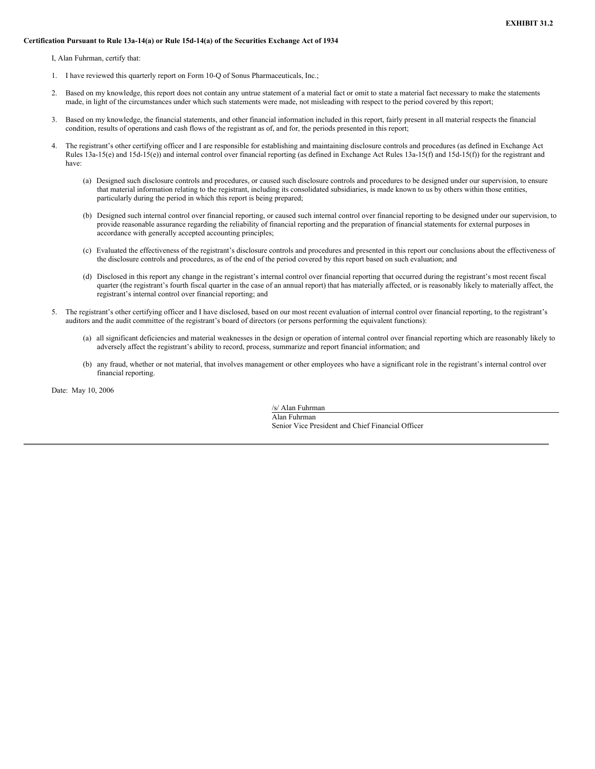**EXHIBIT 31.2**

**Certification Pursuant to Rule 13a-14(a) or Rule 15d-14(a) of the Securities Exchange Act of 1934**

I, Alan Fuhrman, certify that:

1. I have reviewed this quarterly report on Form 10-Q of Sonus Pharmaceuticals, Inc.;

2. Based on my knowledge, this report does not contain any untrue statement of a material fact or omit to state a material fact necessary to make the statements made, in light of the circumstances under which such statements were made, not misleading with respect to the period covered by this report;

3. Based on my knowledge, the financial statements, and other financial information included in this report, fairly present in all material respects the financial condition, results of operations and cash flows of the registrant as of, and for, the periods presented in this report;

4. The registrant's other certifying officer and I are responsible for establishing and maintaining disclosure controls and procedures (as defined in Exchange Act Rules 13a-15(e) and 15d-15(e)) and internal control over financial reporting (as defined in Exchange Act Rules 13a-15(f) and 15d-15(f)) for the registrant and have:

   (a) Designed such disclosure controls and procedures, or caused such disclosure controls and procedures to be designed under our supervision, to ensure that material information relating to the registrant, including its consolidated subsidiaries, is made known to us by others within those entities, particularly during the period in which this report is being prepared;

   (b) Designed such internal control over financial reporting, or caused such internal control over financial reporting to be designed under our supervision, to provide reasonable assurance regarding the reliability of financial reporting and the preparation of financial statements for external purposes in accordance with generally accepted accounting principles;

   (c) Evaluated the effectiveness of the registrant's disclosure controls and procedures and presented in this report our conclusions about the effectiveness of the disclosure controls and procedures, as of the end of the period covered by this report based on such evaluation; and

   (d) Disclosed in this report any change in the registrant's internal control over financial reporting that occurred during the registrant's most recent fiscal quarter (the registrant's fourth fiscal quarter in the case of an annual report) that has materially affected, or is reasonably likely to materially affect, the registrant's internal control over financial reporting; and

5. The registrant's other certifying officer and I have disclosed, based on our most recent evaluation of internal control over financial reporting, to the registrant's auditors and the audit committee of the registrant's board of directors (or persons performing the equivalent functions):

   (a) all significant deficiencies and material weaknesses in the design or operation of internal control over financial reporting which are reasonably likely to adversely affect the registrant's ability to record, process, summarize and report financial information; and

   (b) any fraud, whether or not material, that involves management or other employees who have a significant role in the registrant's internal control over financial reporting.

Date: May 10, 2006

/s/ Alan Fuhrman
Alan Fuhrman
Senior Vice President and Chief Financial Officer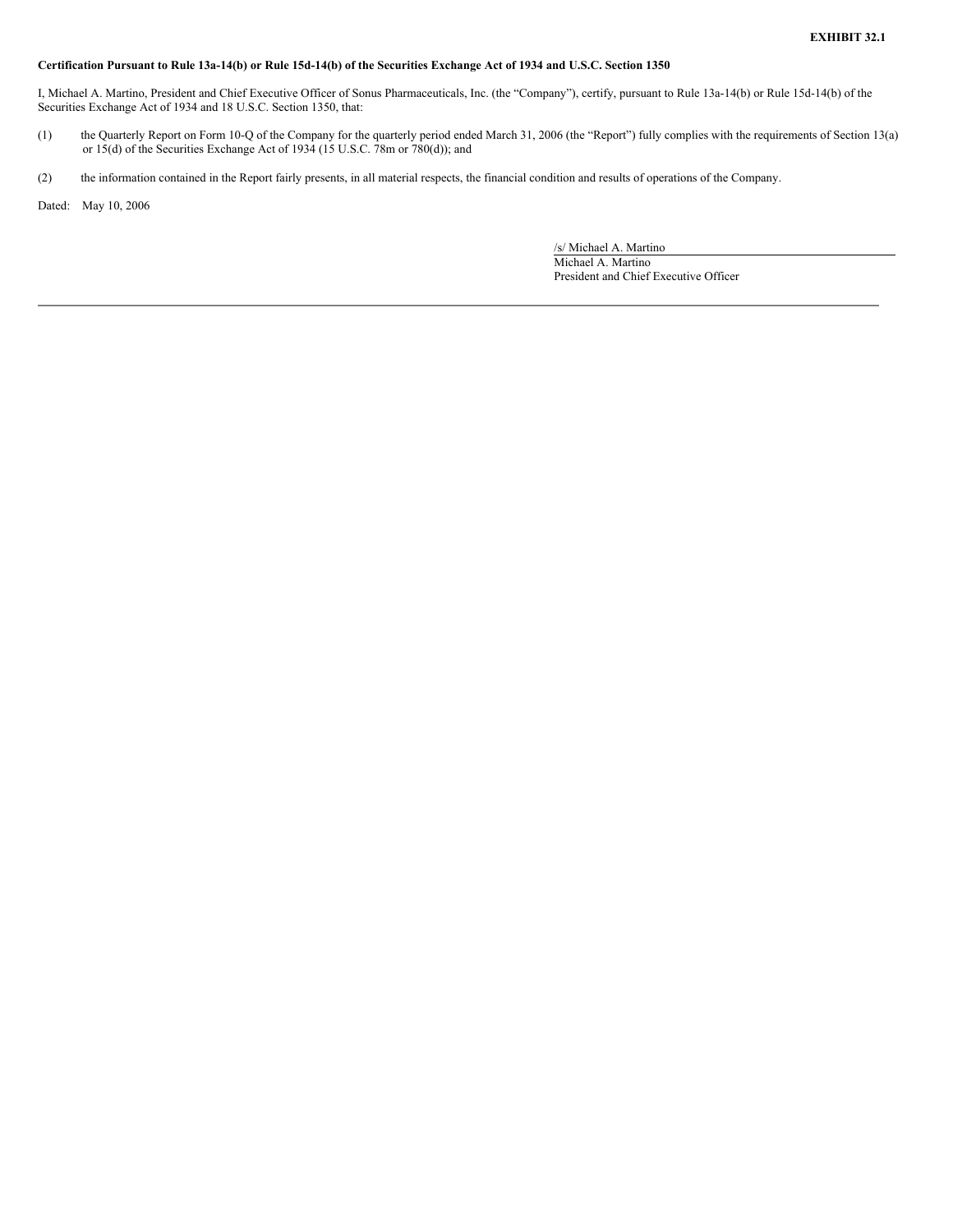**EXHIBIT 32.1**

**Certification Pursuant to Rule 13a-14(b) or Rule 15d-14(b) of the Securities Exchange Act of 1934 and U.S.C. Section 1350**

I, Michael A. Martino, President and Chief Executive Officer of Sonus Pharmaceuticals, Inc. (the "Company"), certify, pursuant to Rule 13a-14(b) or Rule 15d-14(b) of the Securities Exchange Act of 1934 and 18 U.S.C. Section 1350, that:

(1) the Quarterly Report on Form 10-Q of the Company for the quarterly period ended March 31, 2006 (the "Report") fully complies with the requirements of Section 13(a) or 15(d) of the Securities Exchange Act of 1934 (15 U.S.C. 78m or 780(d)); and

(2) the information contained in the Report fairly presents, in all material respects, the financial condition and results of operations of the Company.

Dated: May 10, 2006

/s/ Michael A. Martino
Michael A. Martino
President and Chief Executive Officer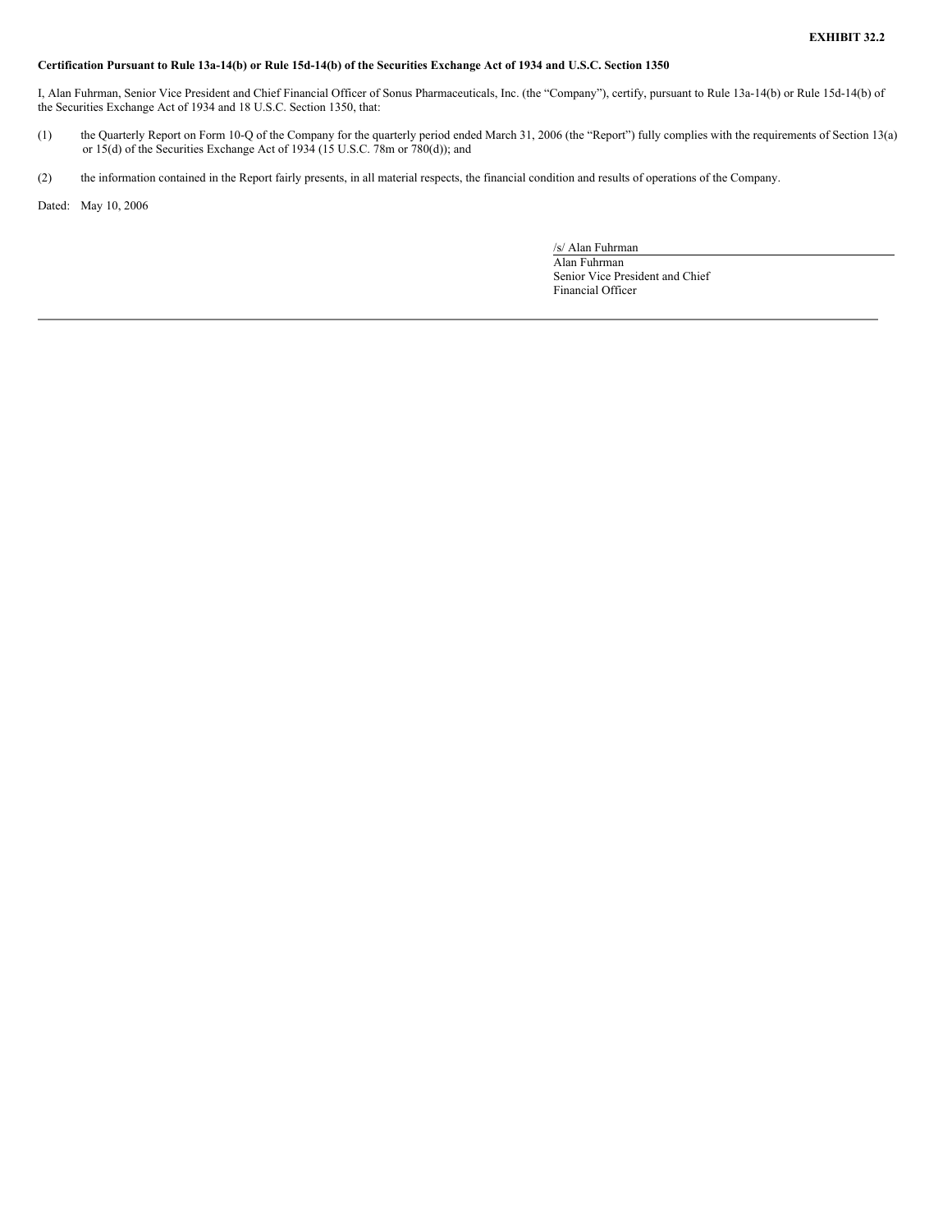**EXHIBIT 32.2**

**Certification Pursuant to Rule 13a-14(b) or Rule 15d-14(b) of the Securities Exchange Act of 1934 and U.S.C. Section 1350**

I, Alan Fuhrman, Senior Vice President and Chief Financial Officer of Sonus Pharmaceuticals, Inc. (the "Company"), certify, pursuant to Rule 13a-14(b) or Rule 15d-14(b) of the Securities Exchange Act of 1934 and 18 U.S.C. Section 1350, that:

(1) the Quarterly Report on Form 10-Q of the Company for the quarterly period ended March 31, 2006 (the "Report") fully complies with the requirements of Section 13(a) or 15(d) of the Securities Exchange Act of 1934 (15 U.S.C. 78m or 780(d)); and

(2) the information contained in the Report fairly presents, in all material respects, the financial condition and results of operations of the Company.

Dated: May 10, 2006

/s/ Alan Fuhrman
Alan Fuhrman
Senior Vice President and Chief Financial Officer